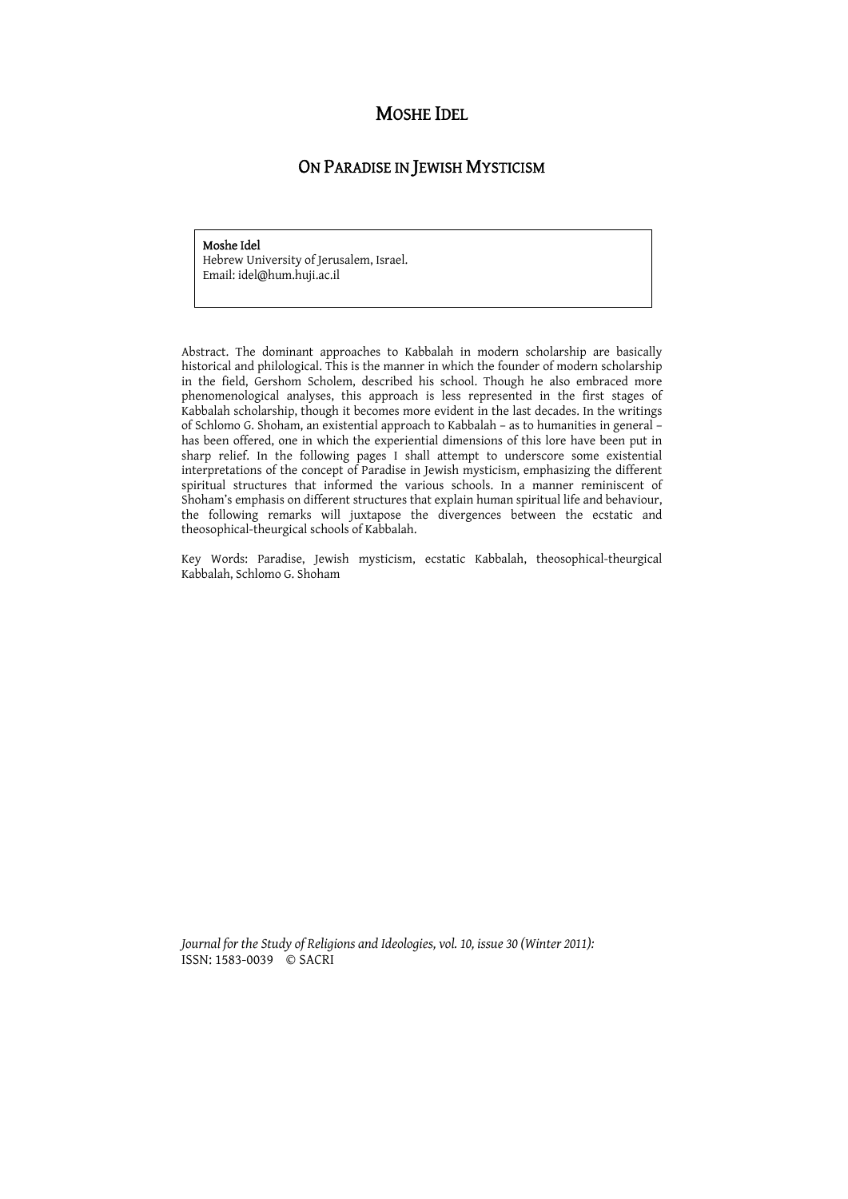# MOSHE IDEL

## ON PARADISE IN JEWISH MYSTICISM

**Moshe Idel**
Hebrew University of Jerusalem, Israel.
Email: idel@hum.huji.ac.il

Abstract. The dominant approaches to Kabbalah in modern scholarship are basically historical and philological. This is the manner in which the founder of modern scholarship in the field, Gershom Scholem, described his school. Though he also embraced more phenomenological analyses, this approach is less represented in the first stages of Kabbalah scholarship, though it becomes more evident in the last decades. In the writings of Schlomo G. Shoham, an existential approach to Kabbalah – as to humanities in general – has been offered, one in which the experiential dimensions of this lore have been put in sharp relief. In the following pages I shall attempt to underscore some existential interpretations of the concept of Paradise in Jewish mysticism, emphasizing the different spiritual structures that informed the various schools. In a manner reminiscent of Shoham's emphasis on different structures that explain human spiritual life and behaviour, the following remarks will juxtapose the divergences between the ecstatic and theosophical-theurgical schools of Kabbalah.

Key Words: Paradise, Jewish mysticism, ecstatic Kabbalah, theosophical-theurgical Kabbalah, Schlomo G. Shoham

*Journal for the Study of Religions and Ideologies, vol. 10, issue 30 (Winter 2011):*
ISSN: 1583-0039 © SACRI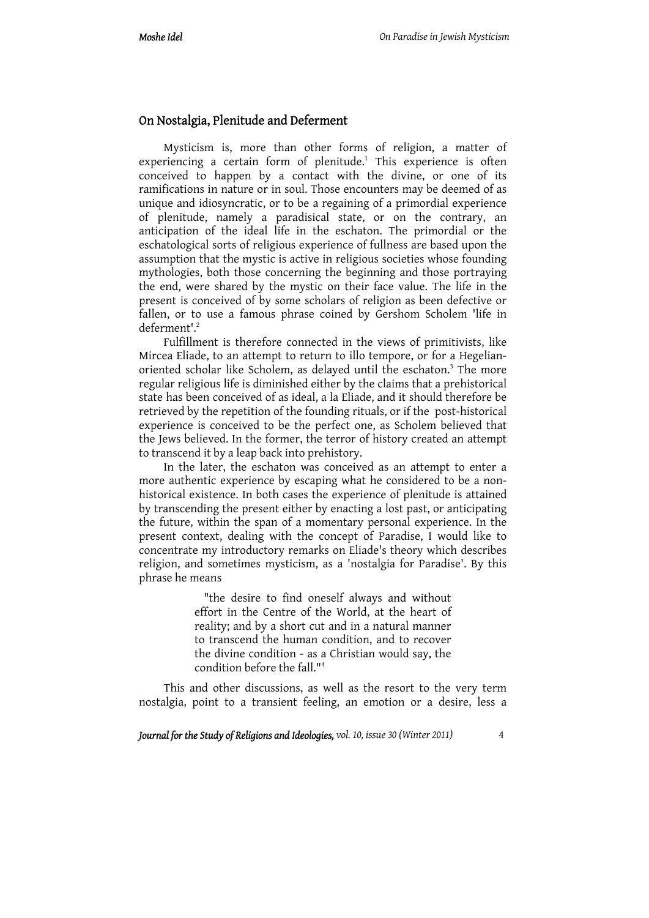## On Nostalgia, Plenitude and Deferment

Mysticism is, more than other forms of religion, a matter of experiencing a certain form of plenitude.[1] This experience is often conceived to happen by a contact with the divine, or one of its ramifications in nature or in soul. Those encounters may be deemed of as unique and idiosyncratic, or to be a regaining of a primordial experience of plenitude, namely a paradisical state, or on the contrary, an anticipation of the ideal life in the eschaton. The primordial or the eschatological sorts of religious experience of fullness are based upon the assumption that the mystic is active in religious societies whose founding mythologies, both those concerning the beginning and those portraying the end, were shared by the mystic on their face value. The life in the present is conceived of by some scholars of religion as been defective or fallen, or to use a famous phrase coined by Gershom Scholem 'life in deferment'.[2]

Fulfillment is therefore connected in the views of primitivists, like Mircea Eliade, to an attempt to return to illo tempore, or for a Hegelian-oriented scholar like Scholem, as delayed until the eschaton.[3] The more regular religious life is diminished either by the claims that a prehistorical state has been conceived of as ideal, a la Eliade, and it should therefore be retrieved by the repetition of the founding rituals, or if the post-historical experience is conceived to be the perfect one, as Scholem believed that the Jews believed. In the former, the terror of history created an attempt to transcend it by a leap back into prehistory.

In the later, the eschaton was conceived as an attempt to enter a more authentic experience by escaping what he considered to be a non-historical existence. In both cases the experience of plenitude is attained by transcending the present either by enacting a lost past, or anticipating the future, within the span of a momentary personal experience. In the present context, dealing with the concept of Paradise, I would like to concentrate my introductory remarks on Eliade's theory which describes religion, and sometimes mysticism, as a 'nostalgia for Paradise'. By this phrase he means

> "the desire to find oneself always and without effort in the Centre of the World, at the heart of reality; and by a short cut and in a natural manner to transcend the human condition, and to recover the divine condition - as a Christian would say, the condition before the fall."[4]

This and other discussions, as well as the resort to the very term nostalgia, point to a transient feeling, an emotion or a desire, less a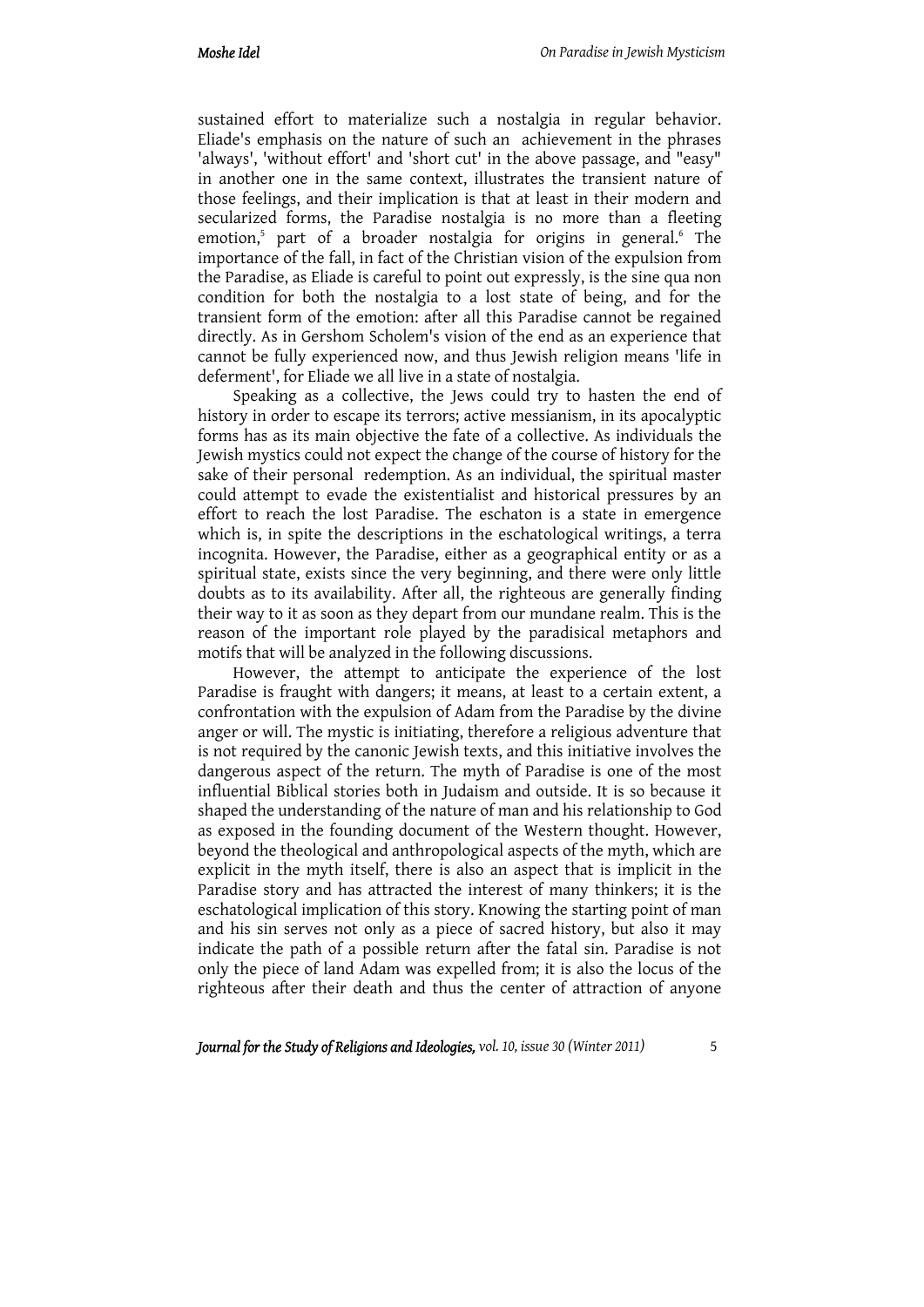sustained effort to materialize such a nostalgia in regular behavior. Eliade's emphasis on the nature of such an achievement in the phrases 'always', 'without effort' and 'short cut' in the above passage, and "easy" in another one in the same context, illustrates the transient nature of those feelings, and their implication is that at least in their modern and secularized forms, the Paradise nostalgia is no more than a fleeting emotion,[5] part of a broader nostalgia for origins in general.[6] The importance of the fall, in fact of the Christian vision of the expulsion from the Paradise, as Eliade is careful to point out expressly, is the sine qua non condition for both the nostalgia to a lost state of being, and for the transient form of the emotion: after all this Paradise cannot be regained directly. As in Gershom Scholem's vision of the end as an experience that cannot be fully experienced now, and thus Jewish religion means 'life in deferment', for Eliade we all live in a state of nostalgia.

Speaking as a collective, the Jews could try to hasten the end of history in order to escape its terrors; active messianism, in its apocalyptic forms has as its main objective the fate of a collective. As individuals the Jewish mystics could not expect the change of the course of history for the sake of their personal redemption. As an individual, the spiritual master could attempt to evade the existentialist and historical pressures by an effort to reach the lost Paradise. The eschaton is a state in emergence which is, in spite the descriptions in the eschatological writings, a terra incognita. However, the Paradise, either as a geographical entity or as a spiritual state, exists since the very beginning, and there were only little doubts as to its availability. After all, the righteous are generally finding their way to it as soon as they depart from our mundane realm. This is the reason of the important role played by the paradisical metaphors and motifs that will be analyzed in the following discussions.

However, the attempt to anticipate the experience of the lost Paradise is fraught with dangers; it means, at least to a certain extent, a confrontation with the expulsion of Adam from the Paradise by the divine anger or will. The mystic is initiating, therefore a religious adventure that is not required by the canonic Jewish texts, and this initiative involves the dangerous aspect of the return. The myth of Paradise is one of the most influential Biblical stories both in Judaism and outside. It is so because it shaped the understanding of the nature of man and his relationship to God as exposed in the founding document of the Western thought. However, beyond the theological and anthropological aspects of the myth, which are explicit in the myth itself, there is also an aspect that is implicit in the Paradise story and has attracted the interest of many thinkers; it is the eschatological implication of this story. Knowing the starting point of man and his sin serves not only as a piece of sacred history, but also it may indicate the path of a possible return after the fatal sin. Paradise is not only the piece of land Adam was expelled from; it is also the locus of the righteous after their death and thus the center of attraction of anyone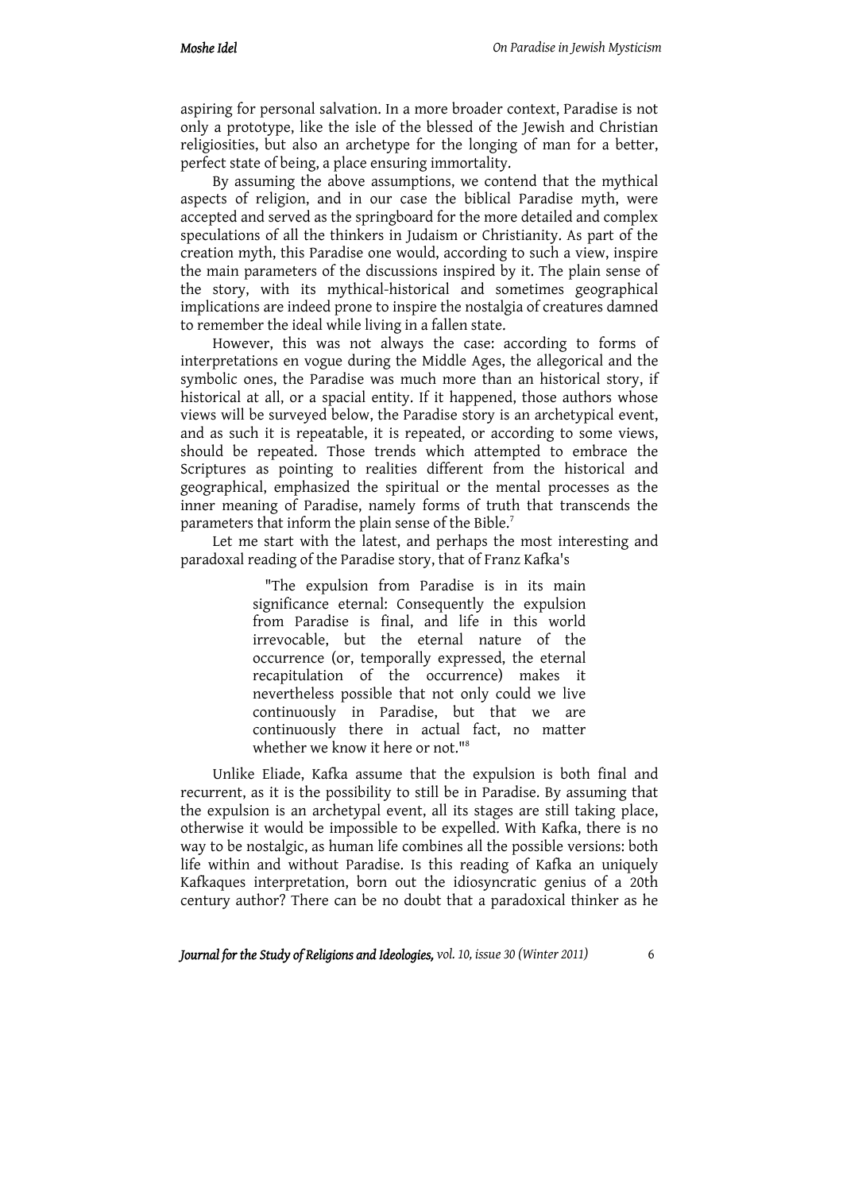aspiring for personal salvation. In a more broader context, Paradise is not only a prototype, like the isle of the blessed of the Jewish and Christian religiosities, but also an archetype for the longing of man for a better, perfect state of being, a place ensuring immortality.

By assuming the above assumptions, we contend that the mythical aspects of religion, and in our case the biblical Paradise myth, were accepted and served as the springboard for the more detailed and complex speculations of all the thinkers in Judaism or Christianity. As part of the creation myth, this Paradise one would, according to such a view, inspire the main parameters of the discussions inspired by it. The plain sense of the story, with its mythical-historical and sometimes geographical implications are indeed prone to inspire the nostalgia of creatures damned to remember the ideal while living in a fallen state.

However, this was not always the case: according to forms of interpretations en vogue during the Middle Ages, the allegorical and the symbolic ones, the Paradise was much more than an historical story, if historical at all, or a spacial entity. If it happened, those authors whose views will be surveyed below, the Paradise story is an archetypical event, and as such it is repeatable, it is repeated, or according to some views, should be repeated. Those trends which attempted to embrace the Scriptures as pointing to realities different from the historical and geographical, emphasized the spiritual or the mental processes as the inner meaning of Paradise, namely forms of truth that transcends the parameters that inform the plain sense of the Bible.[7]

Let me start with the latest, and perhaps the most interesting and paradoxal reading of the Paradise story, that of Franz Kafka's

> "The expulsion from Paradise is in its main significance eternal: Consequently the expulsion from Paradise is final, and life in this world irrevocable, but the eternal nature of the occurrence (or, temporally expressed, the eternal recapitulation of the occurrence) makes it nevertheless possible that not only could we live continuously in Paradise, but that we are continuously there in actual fact, no matter whether we know it here or not."[8]

Unlike Eliade, Kafka assume that the expulsion is both final and recurrent, as it is the possibility to still be in Paradise. By assuming that the expulsion is an archetypal event, all its stages are still taking place, otherwise it would be impossible to be expelled. With Kafka, there is no way to be nostalgic, as human life combines all the possible versions: both life within and without Paradise. Is this reading of Kafka an uniquely Kafkaques interpretation, born out the idiosyncratic genius of a 20th century author? There can be no doubt that a paradoxical thinker as he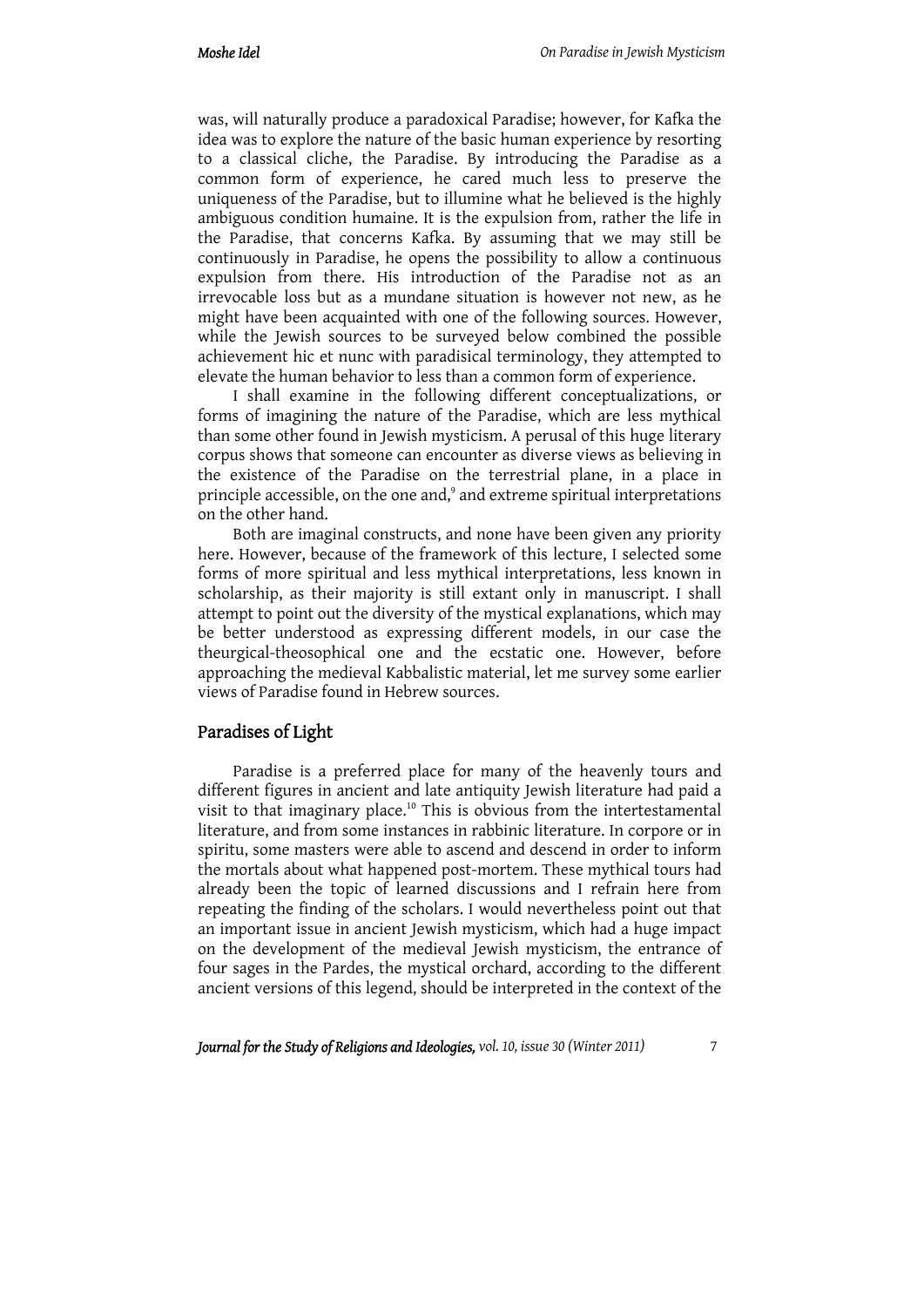was, will naturally produce a paradoxical Paradise; however, for Kafka the idea was to explore the nature of the basic human experience by resorting to a classical cliche, the Paradise. By introducing the Paradise as a common form of experience, he cared much less to preserve the uniqueness of the Paradise, but to illumine what he believed is the highly ambiguous condition humaine. It is the expulsion from, rather the life in the Paradise, that concerns Kafka. By assuming that we may still be continuously in Paradise, he opens the possibility to allow a continuous expulsion from there. His introduction of the Paradise not as an irrevocable loss but as a mundane situation is however not new, as he might have been acquainted with one of the following sources. However, while the Jewish sources to be surveyed below combined the possible achievement hic et nunc with paradisical terminology, they attempted to elevate the human behavior to less than a common form of experience.

I shall examine in the following different conceptualizations, or forms of imagining the nature of the Paradise, which are less mythical than some other found in Jewish mysticism. A perusal of this huge literary corpus shows that someone can encounter as diverse views as believing in the existence of the Paradise on the terrestrial plane, in a place in principle accessible, on the one and,[9] and extreme spiritual interpretations on the other hand.

Both are imaginal constructs, and none have been given any priority here. However, because of the framework of this lecture, I selected some forms of more spiritual and less mythical interpretations, less known in scholarship, as their majority is still extant only in manuscript. I shall attempt to point out the diversity of the mystical explanations, which may be better understood as expressing different models, in our case the theurgical-theosophical one and the ecstatic one. However, before approaching the medieval Kabbalistic material, let me survey some earlier views of Paradise found in Hebrew sources.

## Paradises of Light

Paradise is a preferred place for many of the heavenly tours and different figures in ancient and late antiquity Jewish literature had paid a visit to that imaginary place.[10] This is obvious from the intertestamental literature, and from some instances in rabbinic literature. In corpore or in spiritu, some masters were able to ascend and descend in order to inform the mortals about what happened post-mortem. These mythical tours had already been the topic of learned discussions and I refrain here from repeating the finding of the scholars. I would nevertheless point out that an important issue in ancient Jewish mysticism, which had a huge impact on the development of the medieval Jewish mysticism, the entrance of four sages in the Pardes, the mystical orchard, according to the different ancient versions of this legend, should be interpreted in the context of the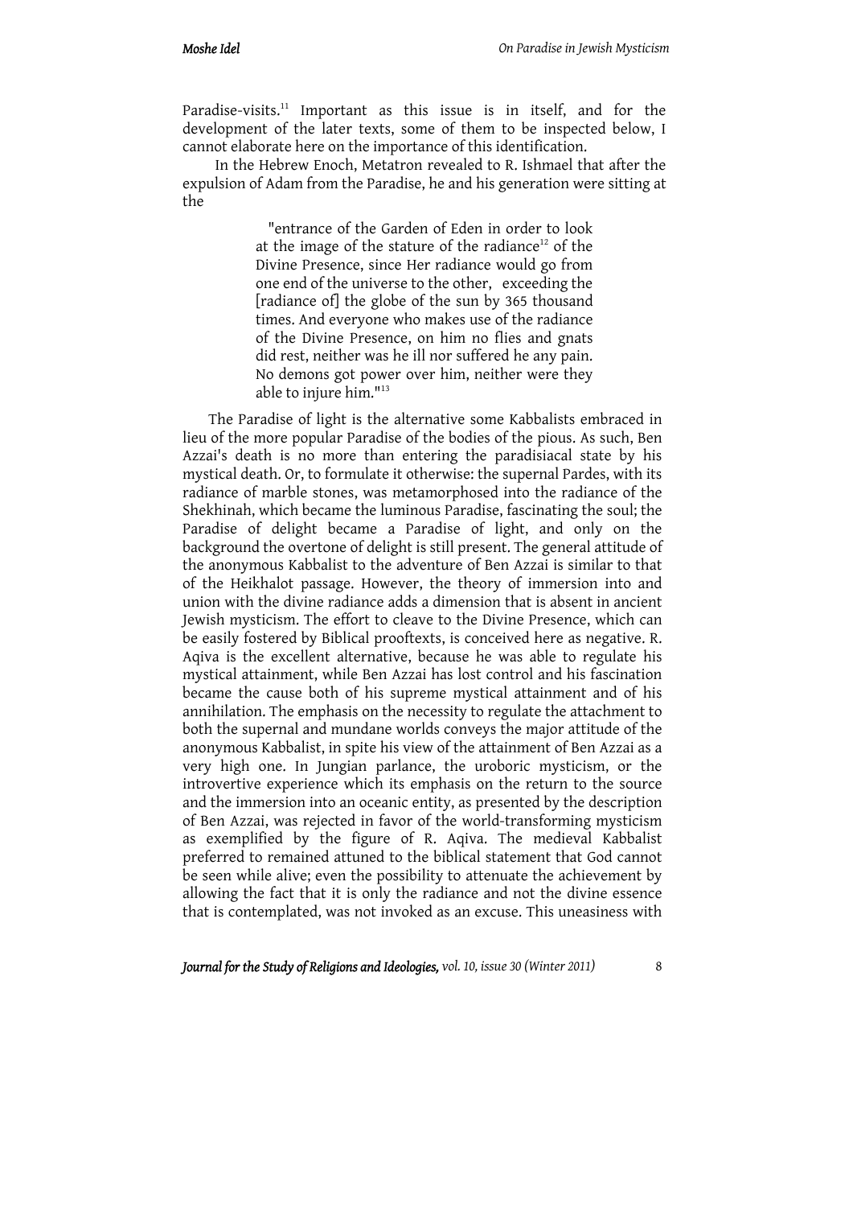Paradise-visits.[11] Important as this issue is in itself, and for the development of the later texts, some of them to be inspected below, I cannot elaborate here on the importance of this identification.

In the Hebrew Enoch, Metatron revealed to R. Ishmael that after the expulsion of Adam from the Paradise, he and his generation were sitting at the

> "entrance of the Garden of Eden in order to look at the image of the stature of the radiance[12] of the Divine Presence, since Her radiance would go from one end of the universe to the other, exceeding the [radiance of] the globe of the sun by 365 thousand times. And everyone who makes use of the radiance of the Divine Presence, on him no flies and gnats did rest, neither was he ill nor suffered he any pain. No demons got power over him, neither were they able to injure him."[13]

The Paradise of light is the alternative some Kabbalists embraced in lieu of the more popular Paradise of the bodies of the pious. As such, Ben Azzai's death is no more than entering the paradisiacal state by his mystical death. Or, to formulate it otherwise: the supernal Pardes, with its radiance of marble stones, was metamorphosed into the radiance of the Shekhinah, which became the luminous Paradise, fascinating the soul; the Paradise of delight became a Paradise of light, and only on the background the overtone of delight is still present. The general attitude of the anonymous Kabbalist to the adventure of Ben Azzai is similar to that of the Heikhalot passage. However, the theory of immersion into and union with the divine radiance adds a dimension that is absent in ancient Jewish mysticism. The effort to cleave to the Divine Presence, which can be easily fostered by Biblical prooftexts, is conceived here as negative. R. Aqiva is the excellent alternative, because he was able to regulate his mystical attainment, while Ben Azzai has lost control and his fascination became the cause both of his supreme mystical attainment and of his annihilation. The emphasis on the necessity to regulate the attachment to both the supernal and mundane worlds conveys the major attitude of the anonymous Kabbalist, in spite his view of the attainment of Ben Azzai as a very high one. In Jungian parlance, the uroboric mysticism, or the introvertive experience which its emphasis on the return to the source and the immersion into an oceanic entity, as presented by the description of Ben Azzai, was rejected in favor of the world-transforming mysticism as exemplified by the figure of R. Aqiva. The medieval Kabbalist preferred to remained attuned to the biblical statement that God cannot be seen while alive; even the possibility to attenuate the achievement by allowing the fact that it is only the radiance and not the divine essence that is contemplated, was not invoked as an excuse. This uneasiness with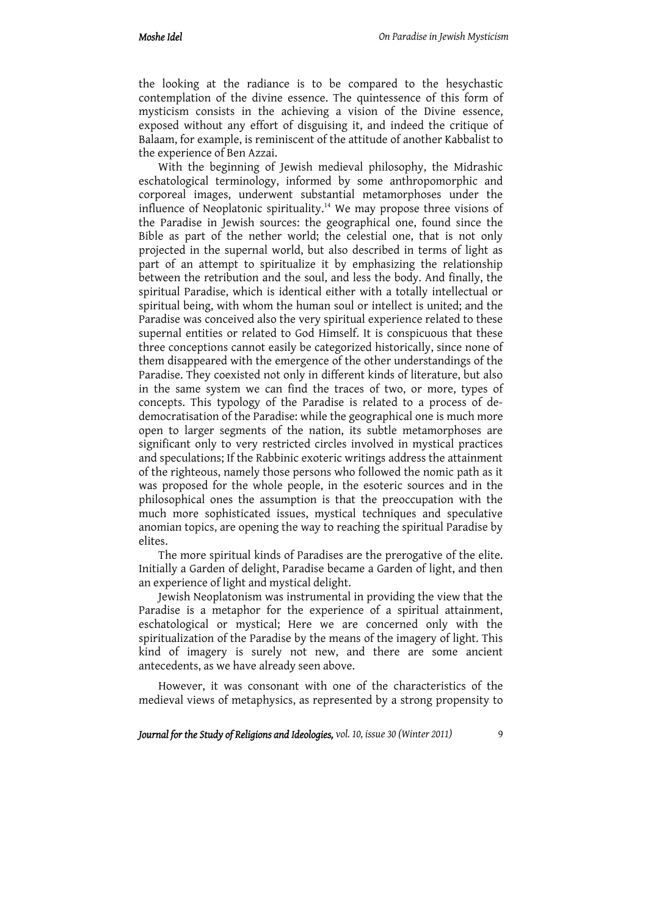the looking at the radiance is to be compared to the hesychastic contemplation of the divine essence. The quintessence of this form of mysticism consists in the achieving a vision of the Divine essence, exposed without any effort of disguising it, and indeed the critique of Balaam, for example, is reminiscent of the attitude of another Kabbalist to the experience of Ben Azzai.

With the beginning of Jewish medieval philosophy, the Midrashic eschatological terminology, informed by some anthropomorphic and corporeal images, underwent substantial metamorphoses under the influence of Neoplatonic spirituality.[14] We may propose three visions of the Paradise in Jewish sources: the geographical one, found since the Bible as part of the nether world; the celestial one, that is not only projected in the supernal world, but also described in terms of light as part of an attempt to spiritualize it by emphasizing the relationship between the retribution and the soul, and less the body. And finally, the spiritual Paradise, which is identical either with a totally intellectual or spiritual being, with whom the human soul or intellect is united; and the Paradise was conceived also the very spiritual experience related to these supernal entities or related to God Himself. It is conspicuous that these three conceptions cannot easily be categorized historically, since none of them disappeared with the emergence of the other understandings of the Paradise. They coexisted not only in different kinds of literature, but also in the same system we can find the traces of two, or more, types of concepts. This typology of the Paradise is related to a process of de-democratisation of the Paradise: while the geographical one is much more open to larger segments of the nation, its subtle metamorphoses are significant only to very restricted circles involved in mystical practices and speculations; If the Rabbinic exoteric writings address the attainment of the righteous, namely those persons who followed the nomic path as it was proposed for the whole people, in the esoteric sources and in the philosophical ones the assumption is that the preoccupation with the much more sophisticated issues, mystical techniques and speculative anomian topics, are opening the way to reaching the spiritual Paradise by elites.

The more spiritual kinds of Paradises are the prerogative of the elite. Initially a Garden of delight, Paradise became a Garden of light, and then an experience of light and mystical delight.

Jewish Neoplatonism was instrumental in providing the view that the Paradise is a metaphor for the experience of a spiritual attainment, eschatological or mystical; Here we are concerned only with the spiritualization of the Paradise by the means of the imagery of light. This kind of imagery is surely not new, and there are some ancient antecedents, as we have already seen above.

However, it was consonant with one of the characteristics of the medieval views of metaphysics, as represented by a strong propensity to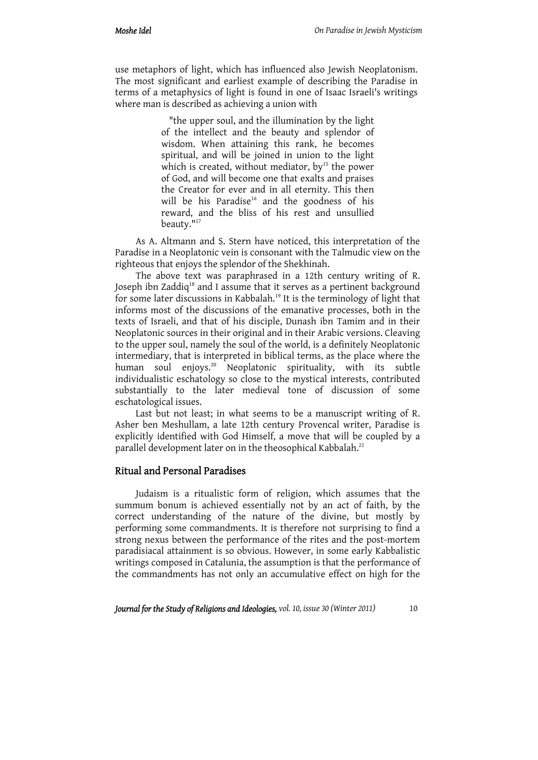use metaphors of light, which has influenced also Jewish Neoplatonism. The most significant and earliest example of describing the Paradise in terms of a metaphysics of light is found in one of Isaac Israeli's writings where man is described as achieving a union with

> "the upper soul, and the illumination by the light of the intellect and the beauty and splendor of wisdom. When attaining this rank, he becomes spiritual, and will be joined in union to the light which is created, without mediator, by[15] the power of God, and will become one that exalts and praises the Creator for ever and in all eternity. This then will be his Paradise[16] and the goodness of his reward, and the bliss of his rest and unsullied beauty."[17]

As A. Altmann and S. Stern have noticed, this interpretation of the Paradise in a Neoplatonic vein is consonant with the Talmudic view on the righteous that enjoys the splendor of the Shekhinah.

The above text was paraphrased in a 12th century writing of R. Joseph ibn Zaddiq[18] and I assume that it serves as a pertinent background for some later discussions in Kabbalah.[19] It is the terminology of light that informs most of the discussions of the emanative processes, both in the texts of Israeli, and that of his disciple, Dunash ibn Tamim and in their Neoplatonic sources in their original and in their Arabic versions. Cleaving to the upper soul, namely the soul of the world, is a definitely Neoplatonic intermediary, that is interpreted in biblical terms, as the place where the human soul enjoys.[20] Neoplatonic spirituality, with its subtle individualistic eschatology so close to the mystical interests, contributed substantially to the later medieval tone of discussion of some eschatological issues.

Last but not least; in what seems to be a manuscript writing of R. Asher ben Meshullam, a late 12th century Provencal writer, Paradise is explicitly identified with God Himself, a move that will be coupled by a parallel development later on in the theosophical Kabbalah.[21]

## Ritual and Personal Paradises

Judaism is a ritualistic form of religion, which assumes that the summum bonum is achieved essentially not by an act of faith, by the correct understanding of the nature of the divine, but mostly by performing some commandments. It is therefore not surprising to find a strong nexus between the performance of the rites and the post-mortem paradisiacal attainment is so obvious. However, in some early Kabbalistic writings composed in Catalunia, the assumption is that the performance of the commandments has not only an accumulative effect on high for the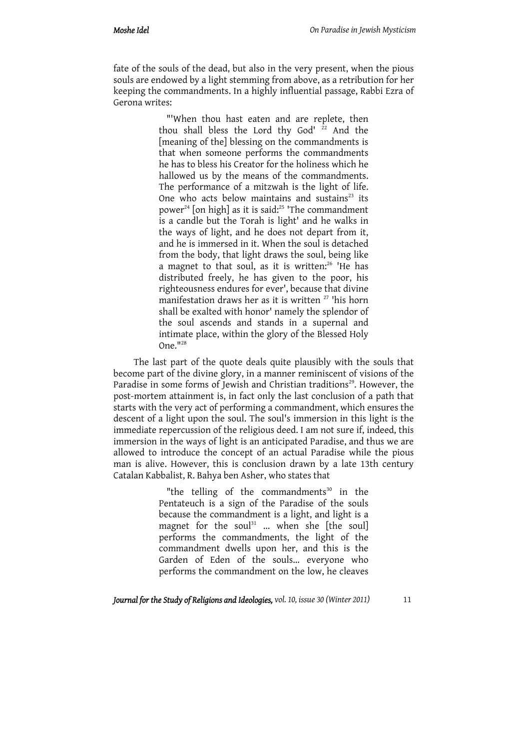fate of the souls of the dead, but also in the very present, when the pious souls are endowed by a light stemming from above, as a retribution for her keeping the commandments. In a highly influential passage, Rabbi Ezra of Gerona writes:

> "'When thou hast eaten and are replete, then thou shall bless the Lord thy God' [22] And the [meaning of the] blessing on the commandments is that when someone performs the commandments he has to bless his Creator for the holiness which he hallowed us by the means of the commandments. The performance of a mitzwah is the light of life. One who acts below maintains and sustains[23] its power[24] [on high] as it is said:[25] 'The commandment is a candle but the Torah is light' and he walks in the ways of light, and he does not depart from it, and he is immersed in it. When the soul is detached from the body, that light draws the soul, being like a magnet to that soul, as it is written:[26] 'He has distributed freely, he has given to the poor, his righteousness endures for ever', because that divine manifestation draws her as it is written [27] 'his horn shall be exalted with honor' namely the splendor of the soul ascends and stands in a supernal and intimate place, within the glory of the Blessed Holy One."[28]

The last part of the quote deals quite plausibly with the souls that become part of the divine glory, in a manner reminiscent of visions of the Paradise in some forms of Jewish and Christian traditions[29]. However, the post-mortem attainment is, in fact only the last conclusion of a path that starts with the very act of performing a commandment, which ensures the descent of a light upon the soul. The soul's immersion in this light is the immediate repercussion of the religious deed. I am not sure if, indeed, this immersion in the ways of light is an anticipated Paradise, and thus we are allowed to introduce the concept of an actual Paradise while the pious man is alive. However, this is conclusion drawn by a late 13th century Catalan Kabbalist, R. Bahya ben Asher, who states that

> "the telling of the commandments[30] in the Pentateuch is a sign of the Paradise of the souls because the commandment is a light, and light is a magnet for the soul[31] ... when she [the soul] performs the commandments, the light of the commandment dwells upon her, and this is the Garden of Eden of the souls... everyone who performs the commandment on the low, he cleaves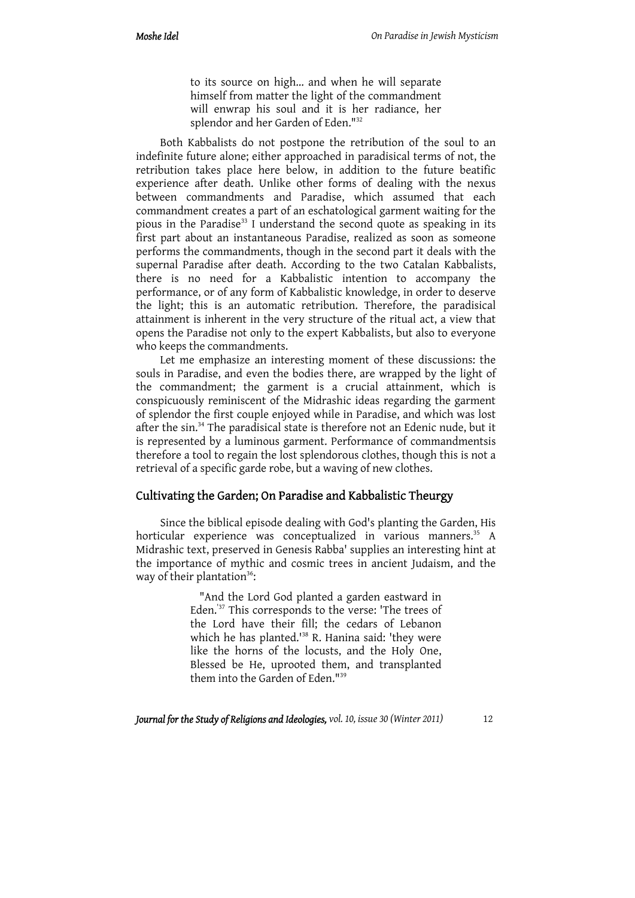> to its source on high... and when he will separate himself from matter the light of the commandment will enwrap his soul and it is her radiance, her splendor and her Garden of Eden."[32]

Both Kabbalists do not postpone the retribution of the soul to an indefinite future alone; either approached in paradisical terms of not, the retribution takes place here below, in addition to the future beatific experience after death. Unlike other forms of dealing with the nexus between commandments and Paradise, which assumed that each commandment creates a part of an eschatological garment waiting for the pious in the Paradise[33] I understand the second quote as speaking in its first part about an instantaneous Paradise, realized as soon as someone performs the commandments, though in the second part it deals with the supernal Paradise after death. According to the two Catalan Kabbalists, there is no need for a Kabbalistic intention to accompany the performance, or of any form of Kabbalistic knowledge, in order to deserve the light; this is an automatic retribution. Therefore, the paradisical attainment is inherent in the very structure of the ritual act, a view that opens the Paradise not only to the expert Kabbalists, but also to everyone who keeps the commandments.

Let me emphasize an interesting moment of these discussions: the souls in Paradise, and even the bodies there, are wrapped by the light of the commandment; the garment is a crucial attainment, which is conspicuously reminiscent of the Midrashic ideas regarding the garment of splendor the first couple enjoyed while in Paradise, and which was lost after the sin.[34] The paradisical state is therefore not an Edenic nude, but it is represented by a luminous garment. Performance of commandmentsis therefore a tool to regain the lost splendorous clothes, though this is not a retrieval of a specific garde robe, but a waving of new clothes.

## Cultivating the Garden; On Paradise and Kabbalistic Theurgy

Since the biblical episode dealing with God's planting the Garden, His horticular experience was conceptualized in various manners.[35] A Midrashic text, preserved in Genesis Rabba' supplies an interesting hint at the importance of mythic and cosmic trees in ancient Judaism, and the way of their plantation[36]:

> "And the Lord God planted a garden eastward in Eden.'[37] This corresponds to the verse: 'The trees of the Lord have their fill; the cedars of Lebanon which he has planted.'[38] R. Hanina said: 'they were like the horns of the locusts, and the Holy One, Blessed be He, uprooted them, and transplanted them into the Garden of Eden."[39]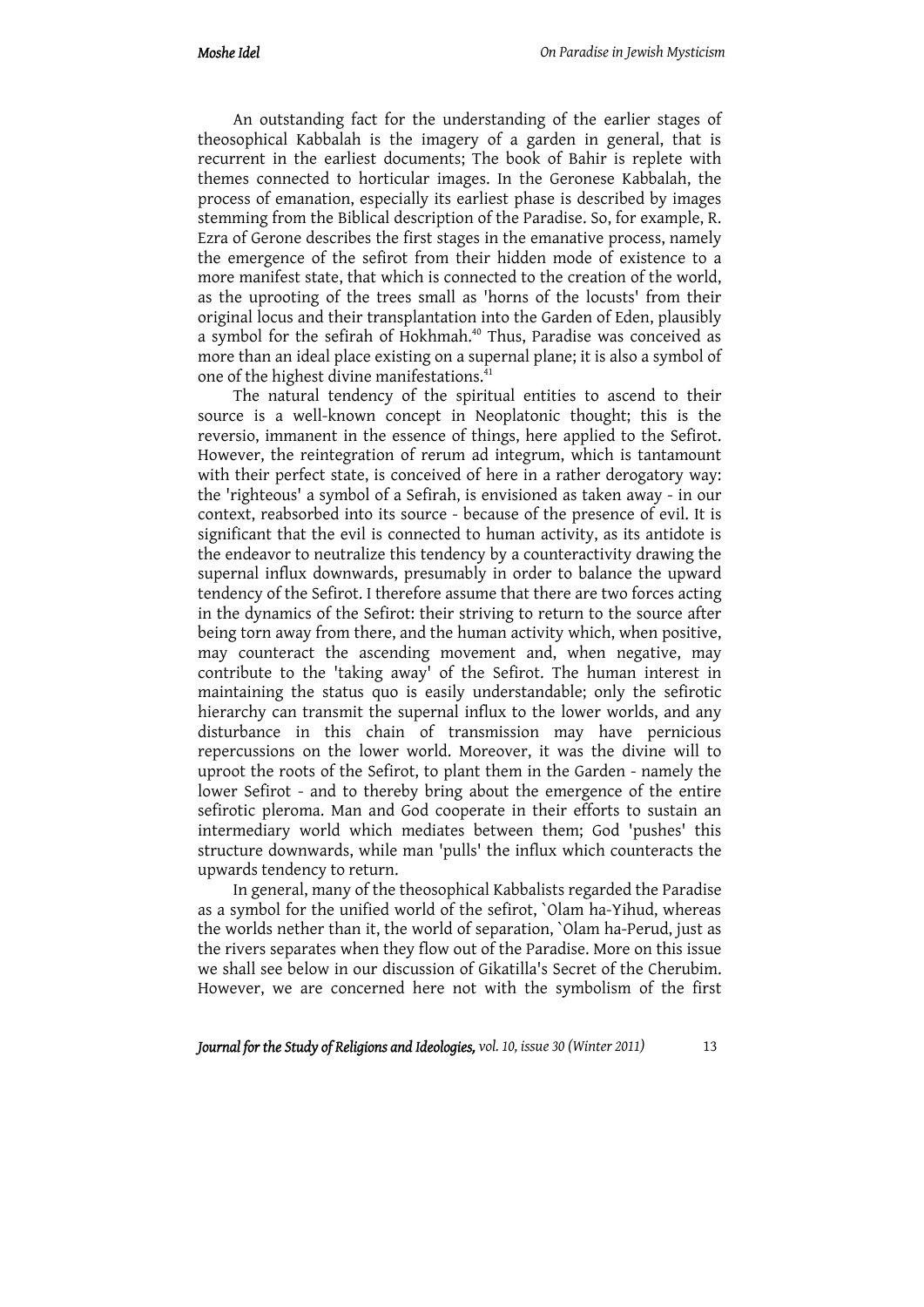An outstanding fact for the understanding of the earlier stages of theosophical Kabbalah is the imagery of a garden in general, that is recurrent in the earliest documents; The book of Bahir is replete with themes connected to horticular images. In the Geronese Kabbalah, the process of emanation, especially its earliest phase is described by images stemming from the Biblical description of the Paradise. So, for example, R. Ezra of Gerone describes the first stages in the emanative process, namely the emergence of the sefirot from their hidden mode of existence to a more manifest state, that which is connected to the creation of the world, as the uprooting of the trees small as 'horns of the locusts' from their original locus and their transplantation into the Garden of Eden, plausibly a symbol for the sefirah of Hokhmah.[40] Thus, Paradise was conceived as more than an ideal place existing on a supernal plane; it is also a symbol of one of the highest divine manifestations.[41]

The natural tendency of the spiritual entities to ascend to their source is a well-known concept in Neoplatonic thought; this is the reversio, immanent in the essence of things, here applied to the Sefirot. However, the reintegration of rerum ad integrum, which is tantamount with their perfect state, is conceived of here in a rather derogatory way: the 'righteous' a symbol of a Sefirah, is envisioned as taken away - in our context, reabsorbed into its source - because of the presence of evil. It is significant that the evil is connected to human activity, as its antidote is the endeavor to neutralize this tendency by a counteractivity drawing the supernal influx downwards, presumably in order to balance the upward tendency of the Sefirot. I therefore assume that there are two forces acting in the dynamics of the Sefirot: their striving to return to the source after being torn away from there, and the human activity which, when positive, may counteract the ascending movement and, when negative, may contribute to the 'taking away' of the Sefirot. The human interest in maintaining the status quo is easily understandable; only the sefirotic hierarchy can transmit the supernal influx to the lower worlds, and any disturbance in this chain of transmission may have pernicious repercussions on the lower world. Moreover, it was the divine will to uproot the roots of the Sefirot, to plant them in the Garden - namely the lower Sefirot - and to thereby bring about the emergence of the entire sefirotic pleroma. Man and God cooperate in their efforts to sustain an intermediary world which mediates between them; God 'pushes' this structure downwards, while man 'pulls' the influx which counteracts the upwards tendency to return.

In general, many of the theosophical Kabbalists regarded the Paradise as a symbol for the unified world of the sefirot, `Olam ha-Yihud, whereas the worlds nether than it, the world of separation, `Olam ha-Perud, just as the rivers separates when they flow out of the Paradise. More on this issue we shall see below in our discussion of Gikatilla's Secret of the Cherubim. However, we are concerned here not with the symbolism of the first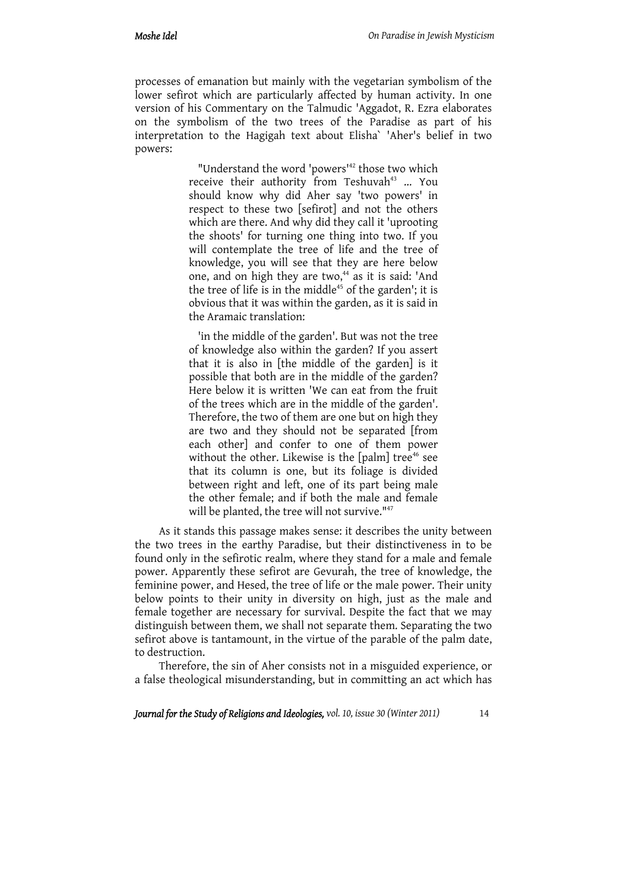processes of emanation but mainly with the vegetarian symbolism of the lower sefirot which are particularly affected by human activity. In one version of his Commentary on the Talmudic 'Aggadot, R. Ezra elaborates on the symbolism of the two trees of the Paradise as part of his interpretation to the Hagigah text about Elisha` 'Aher's belief in two powers:

> "Understand the word 'powers'[42] those two which receive their authority from Teshuvah[43] ... You should know why did Aher say 'two powers' in respect to these two [sefirot] and not the others which are there. And why did they call it 'uprooting the shoots' for turning one thing into two. If you will contemplate the tree of life and the tree of knowledge, you will see that they are here below one, and on high they are two,[44] as it is said: 'And the tree of life is in the middle[45] of the garden'; it is obvious that it was within the garden, as it is said in the Aramaic translation:
>
> 'in the middle of the garden'. But was not the tree of knowledge also within the garden? If you assert that it is also in [the middle of the garden] is it possible that both are in the middle of the garden? Here below it is written 'We can eat from the fruit of the trees which are in the middle of the garden'. Therefore, the two of them are one but on high they are two and they should not be separated [from each other] and confer to one of them power without the other. Likewise is the [palm] tree[46] see that its column is one, but its foliage is divided between right and left, one of its part being male the other female; and if both the male and female will be planted, the tree will not survive."[47]

As it stands this passage makes sense: it describes the unity between the two trees in the earthy Paradise, but their distinctiveness in to be found only in the sefirotic realm, where they stand for a male and female power. Apparently these sefirot are Gevurah, the tree of knowledge, the feminine power, and Hesed, the tree of life or the male power. Their unity below points to their unity in diversity on high, just as the male and female together are necessary for survival. Despite the fact that we may distinguish between them, we shall not separate them. Separating the two sefirot above is tantamount, in the virtue of the parable of the palm date, to destruction.

Therefore, the sin of Aher consists not in a misguided experience, or a false theological misunderstanding, but in committing an act which has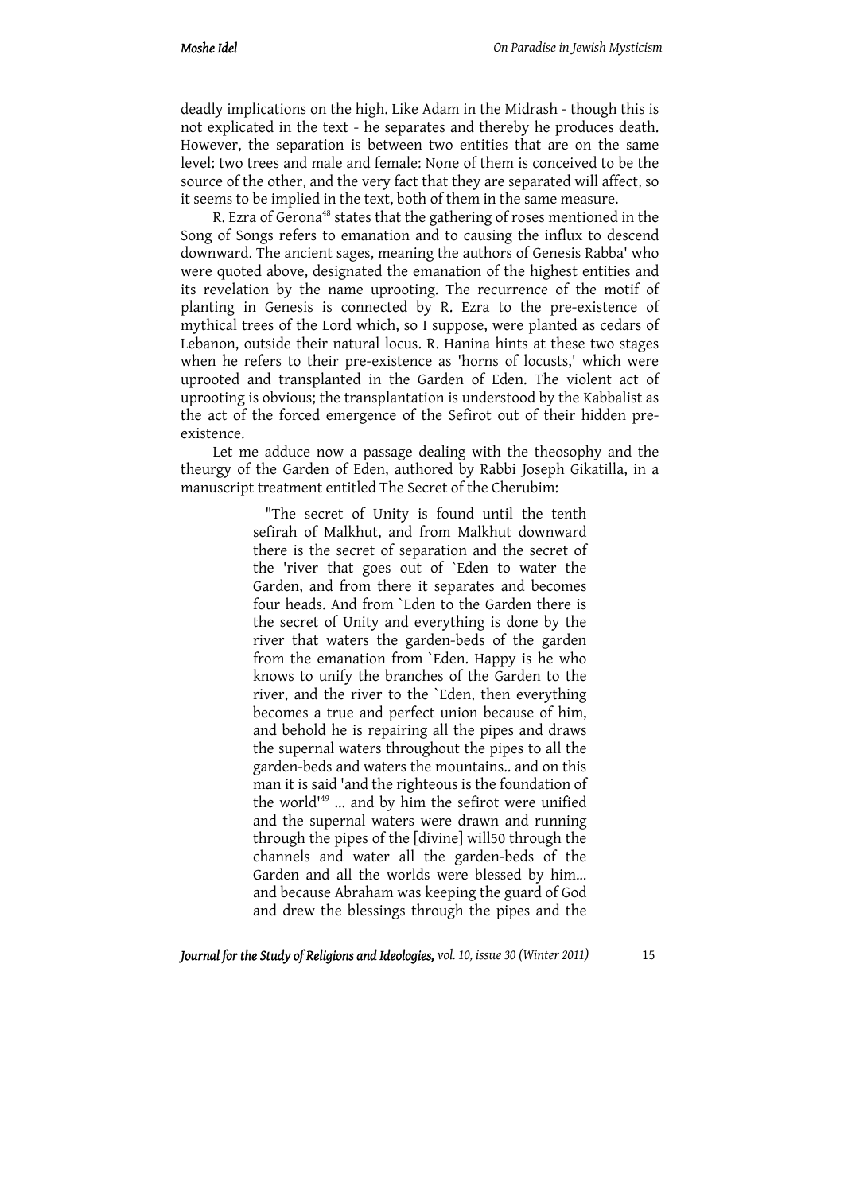deadly implications on the high. Like Adam in the Midrash - though this is not explicated in the text - he separates and thereby he produces death. However, the separation is between two entities that are on the same level: two trees and male and female: None of them is conceived to be the source of the other, and the very fact that they are separated will affect, so it seems to be implied in the text, both of them in the same measure.

R. Ezra of Gerona[48] states that the gathering of roses mentioned in the Song of Songs refers to emanation and to causing the influx to descend downward. The ancient sages, meaning the authors of Genesis Rabba' who were quoted above, designated the emanation of the highest entities and its revelation by the name uprooting. The recurrence of the motif of planting in Genesis is connected by R. Ezra to the pre-existence of mythical trees of the Lord which, so I suppose, were planted as cedars of Lebanon, outside their natural locus. R. Hanina hints at these two stages when he refers to their pre-existence as 'horns of locusts,' which were uprooted and transplanted in the Garden of Eden. The violent act of uprooting is obvious; the transplantation is understood by the Kabbalist as the act of the forced emergence of the Sefirot out of their hidden pre-existence.

Let me adduce now a passage dealing with the theosophy and the theurgy of the Garden of Eden, authored by Rabbi Joseph Gikatilla, in a manuscript treatment entitled The Secret of the Cherubim:

> "The secret of Unity is found until the tenth sefirah of Malkhut, and from Malkhut downward there is the secret of separation and the secret of the 'river that goes out of `Eden to water the Garden, and from there it separates and becomes four heads. And from `Eden to the Garden there is the secret of Unity and everything is done by the river that waters the garden-beds of the garden from the emanation from `Eden. Happy is he who knows to unify the branches of the Garden to the river, and the river to the `Eden, then everything becomes a true and perfect union because of him, and behold he is repairing all the pipes and draws the supernal waters throughout the pipes to all the garden-beds and waters the mountains.. and on this man it is said 'and the righteous is the foundation of the world'[49] ... and by him the sefirot were unified and the supernal waters were drawn and running through the pipes of the [divine] will[50] through the channels and water all the garden-beds of the Garden and all the worlds were blessed by him... and because Abraham was keeping the guard of God and drew the blessings through the pipes and the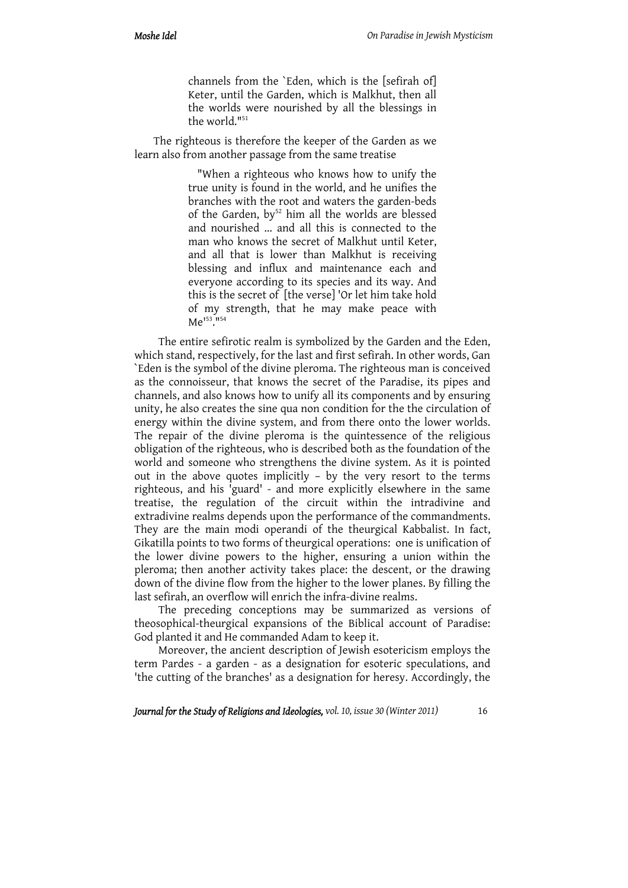> channels from the `Eden, which is the [sefirah of] Keter, until the Garden, which is Malkhut, then all the worlds were nourished by all the blessings in the world."[51]

The righteous is therefore the keeper of the Garden as we learn also from another passage from the same treatise

> "When a righteous who knows how to unify the true unity is found in the world, and he unifies the branches with the root and waters the garden-beds of the Garden, by[52] him all the worlds are blessed and nourished ... and all this is connected to the man who knows the secret of Malkhut until Keter, and all that is lower than Malkhut is receiving blessing and influx and maintenance each and everyone according to its species and its way. And this is the secret of [the verse] 'Or let him take hold of my strength, that he may make peace with Me'[53]."[54]

The entire sefirotic realm is symbolized by the Garden and the Eden, which stand, respectively, for the last and first sefirah. In other words, Gan `Eden is the symbol of the divine pleroma. The righteous man is conceived as the connoisseur, that knows the secret of the Paradise, its pipes and channels, and also knows how to unify all its components and by ensuring unity, he also creates the sine qua non condition for the the circulation of energy within the divine system, and from there onto the lower worlds. The repair of the divine pleroma is the quintessence of the religious obligation of the righteous, who is described both as the foundation of the world and someone who strengthens the divine system. As it is pointed out in the above quotes implicitly – by the very resort to the terms righteous, and his 'guard' - and more explicitly elsewhere in the same treatise, the regulation of the circuit within the intradivine and extradivine realms depends upon the performance of the commandments. They are the main modi operandi of the theurgical Kabbalist. In fact, Gikatilla points to two forms of theurgical operations: one is unification of the lower divine powers to the higher, ensuring a union within the pleroma; then another activity takes place: the descent, or the drawing down of the divine flow from the higher to the lower planes. By filling the last sefirah, an overflow will enrich the infra-divine realms.

The preceding conceptions may be summarized as versions of theosophical-theurgical expansions of the Biblical account of Paradise: God planted it and He commanded Adam to keep it.

Moreover, the ancient description of Jewish esotericism employs the term Pardes - a garden - as a designation for esoteric speculations, and 'the cutting of the branches' as a designation for heresy. Accordingly, the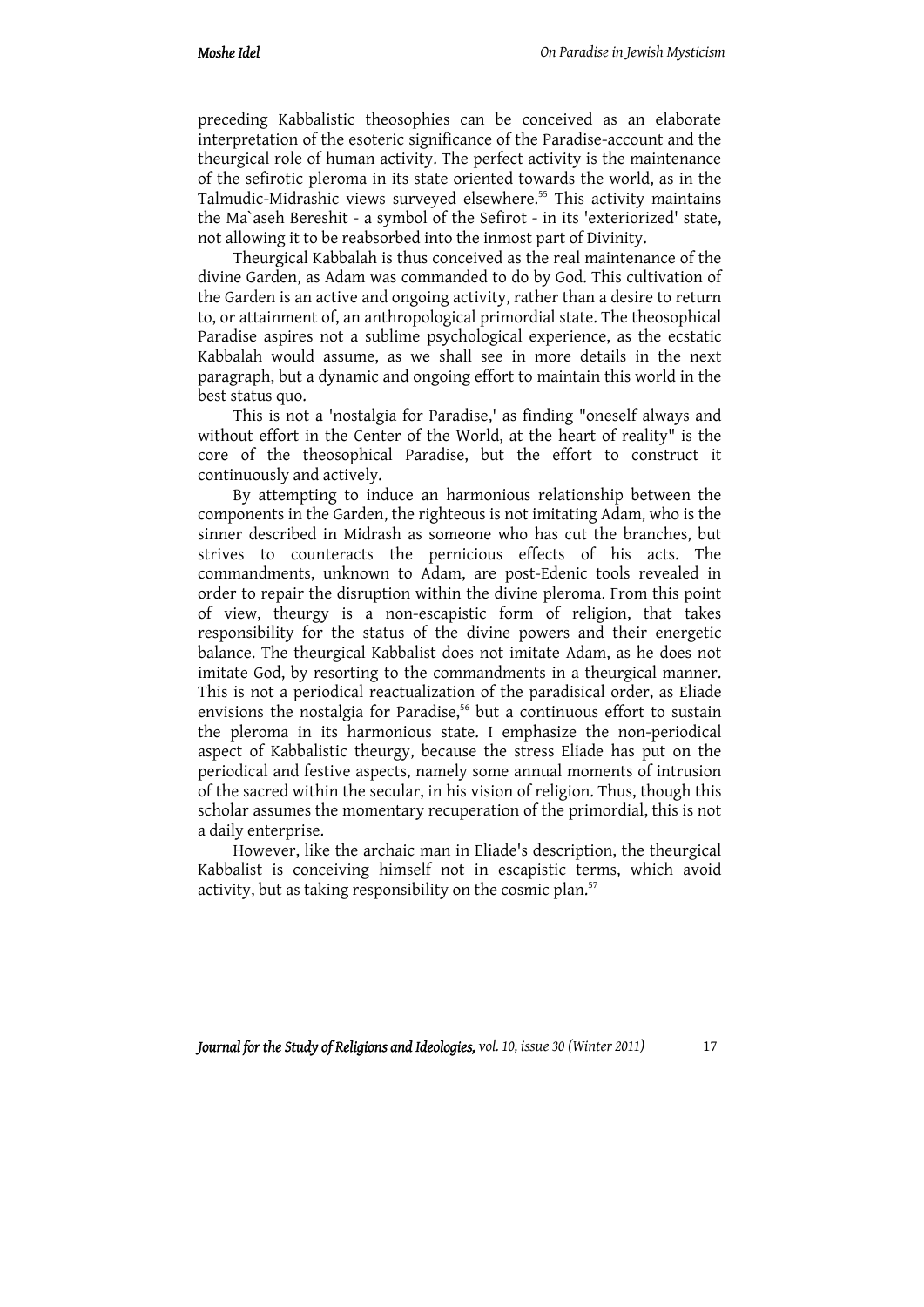preceding Kabbalistic theosophies can be conceived as an elaborate interpretation of the esoteric significance of the Paradise-account and the theurgical role of human activity. The perfect activity is the maintenance of the sefirotic pleroma in its state oriented towards the world, as in the Talmudic-Midrashic views surveyed elsewhere.[55] This activity maintains the Ma`aseh Bereshit - a symbol of the Sefirot - in its 'exteriorized' state, not allowing it to be reabsorbed into the inmost part of Divinity.

Theurgical Kabbalah is thus conceived as the real maintenance of the divine Garden, as Adam was commanded to do by God. This cultivation of the Garden is an active and ongoing activity, rather than a desire to return to, or attainment of, an anthropological primordial state. The theosophical Paradise aspires not a sublime psychological experience, as the ecstatic Kabbalah would assume, as we shall see in more details in the next paragraph, but a dynamic and ongoing effort to maintain this world in the best status quo.

This is not a 'nostalgia for Paradise,' as finding "oneself always and without effort in the Center of the World, at the heart of reality" is the core of the theosophical Paradise, but the effort to construct it continuously and actively.

By attempting to induce an harmonious relationship between the components in the Garden, the righteous is not imitating Adam, who is the sinner described in Midrash as someone who has cut the branches, but strives to counteracts the pernicious effects of his acts. The commandments, unknown to Adam, are post-Edenic tools revealed in order to repair the disruption within the divine pleroma. From this point of view, theurgy is a non-escapistic form of religion, that takes responsibility for the status of the divine powers and their energetic balance. The theurgical Kabbalist does not imitate Adam, as he does not imitate God, by resorting to the commandments in a theurgical manner. This is not a periodical reactualization of the paradisical order, as Eliade envisions the nostalgia for Paradise,[56] but a continuous effort to sustain the pleroma in its harmonious state. I emphasize the non-periodical aspect of Kabbalistic theurgy, because the stress Eliade has put on the periodical and festive aspects, namely some annual moments of intrusion of the sacred within the secular, in his vision of religion. Thus, though this scholar assumes the momentary recuperation of the primordial, this is not a daily enterprise.

However, like the archaic man in Eliade's description, the theurgical Kabbalist is conceiving himself not in escapistic terms, which avoid activity, but as taking responsibility on the cosmic plan.[57]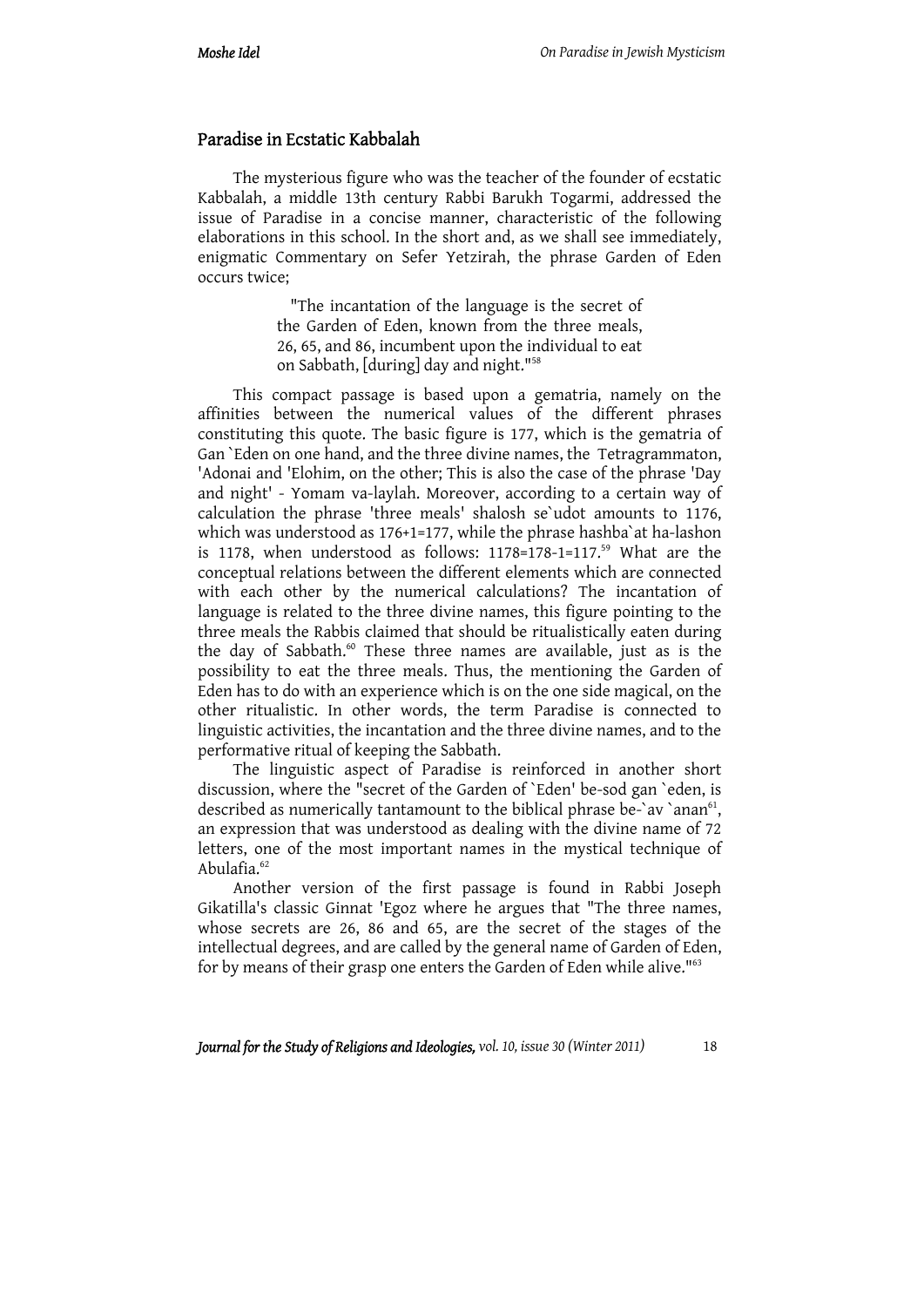## Paradise in Ecstatic Kabbalah

The mysterious figure who was the teacher of the founder of ecstatic Kabbalah, a middle 13th century Rabbi Barukh Togarmi, addressed the issue of Paradise in a concise manner, characteristic of the following elaborations in this school. In the short and, as we shall see immediately, enigmatic Commentary on Sefer Yetzirah, the phrase Garden of Eden occurs twice;

> "The incantation of the language is the secret of the Garden of Eden, known from the three meals, 26, 65, and 86, incumbent upon the individual to eat on Sabbath, [during] day and night."[58]

This compact passage is based upon a gematria, namely on the affinities between the numerical values of the different phrases constituting this quote. The basic figure is 177, which is the gematria of Gan `Eden on one hand, and the three divine names, the Tetragrammaton, 'Adonai and 'Elohim, on the other; This is also the case of the phrase 'Day and night' - Yomam va-laylah. Moreover, according to a certain way of calculation the phrase 'three meals' shalosh se`udot amounts to 1176, which was understood as 176+1=177, while the phrase hashba`at ha-lashon is 1178, when understood as follows: 1178=178-1=117.[59] What are the conceptual relations between the different elements which are connected with each other by the numerical calculations? The incantation of language is related to the three divine names, this figure pointing to the three meals the Rabbis claimed that should be ritualistically eaten during the day of Sabbath.[60] These three names are available, just as is the possibility to eat the three meals. Thus, the mentioning the Garden of Eden has to do with an experience which is on the one side magical, on the other ritualistic. In other words, the term Paradise is connected to linguistic activities, the incantation and the three divine names, and to the performative ritual of keeping the Sabbath.

The linguistic aspect of Paradise is reinforced in another short discussion, where the "secret of the Garden of `Eden' be-sod gan `eden, is described as numerically tantamount to the biblical phrase be-`av `anan[61], an expression that was understood as dealing with the divine name of 72 letters, one of the most important names in the mystical technique of Abulafia.[62]

Another version of the first passage is found in Rabbi Joseph Gikatilla's classic Ginnat 'Egoz where he argues that "The three names, whose secrets are 26, 86 and 65, are the secret of the stages of the intellectual degrees, and are called by the general name of Garden of Eden, for by means of their grasp one enters the Garden of Eden while alive."[63]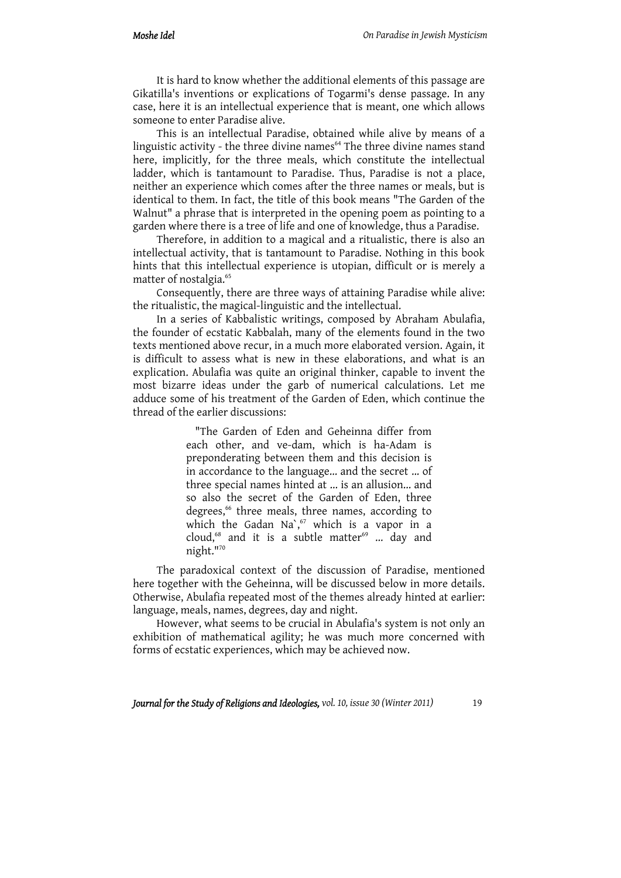It is hard to know whether the additional elements of this passage are Gikatilla's inventions or explications of Togarmi's dense passage. In any case, here it is an intellectual experience that is meant, one which allows someone to enter Paradise alive.

This is an intellectual Paradise, obtained while alive by means of a linguistic activity - the three divine names[64] The three divine names stand here, implicitly, for the three meals, which constitute the intellectual ladder, which is tantamount to Paradise. Thus, Paradise is not a place, neither an experience which comes after the three names or meals, but is identical to them. In fact, the title of this book means "The Garden of the Walnut" a phrase that is interpreted in the opening poem as pointing to a garden where there is a tree of life and one of knowledge, thus a Paradise.

Therefore, in addition to a magical and a ritualistic, there is also an intellectual activity, that is tantamount to Paradise. Nothing in this book hints that this intellectual experience is utopian, difficult or is merely a matter of nostalgia.[65]

Consequently, there are three ways of attaining Paradise while alive: the ritualistic, the magical-linguistic and the intellectual.

In a series of Kabbalistic writings, composed by Abraham Abulafia, the founder of ecstatic Kabbalah, many of the elements found in the two texts mentioned above recur, in a much more elaborated version. Again, it is difficult to assess what is new in these elaborations, and what is an explication. Abulafia was quite an original thinker, capable to invent the most bizarre ideas under the garb of numerical calculations. Let me adduce some of his treatment of the Garden of Eden, which continue the thread of the earlier discussions:

> "The Garden of Eden and Geheinna differ from each other, and ve-dam, which is ha-Adam is preponderating between them and this decision is in accordance to the language... and the secret ... of three special names hinted at ... is an allusion... and so also the secret of the Garden of Eden, three degrees,[66] three meals, three names, according to which the Gadan Na`,[67] which is a vapor in a cloud,[68] and it is a subtle matter[69] ... day and night."[70]

The paradoxical context of the discussion of Paradise, mentioned here together with the Geheinna, will be discussed below in more details. Otherwise, Abulafia repeated most of the themes already hinted at earlier: language, meals, names, degrees, day and night.

However, what seems to be crucial in Abulafia's system is not only an exhibition of mathematical agility; he was much more concerned with forms of ecstatic experiences, which may be achieved now.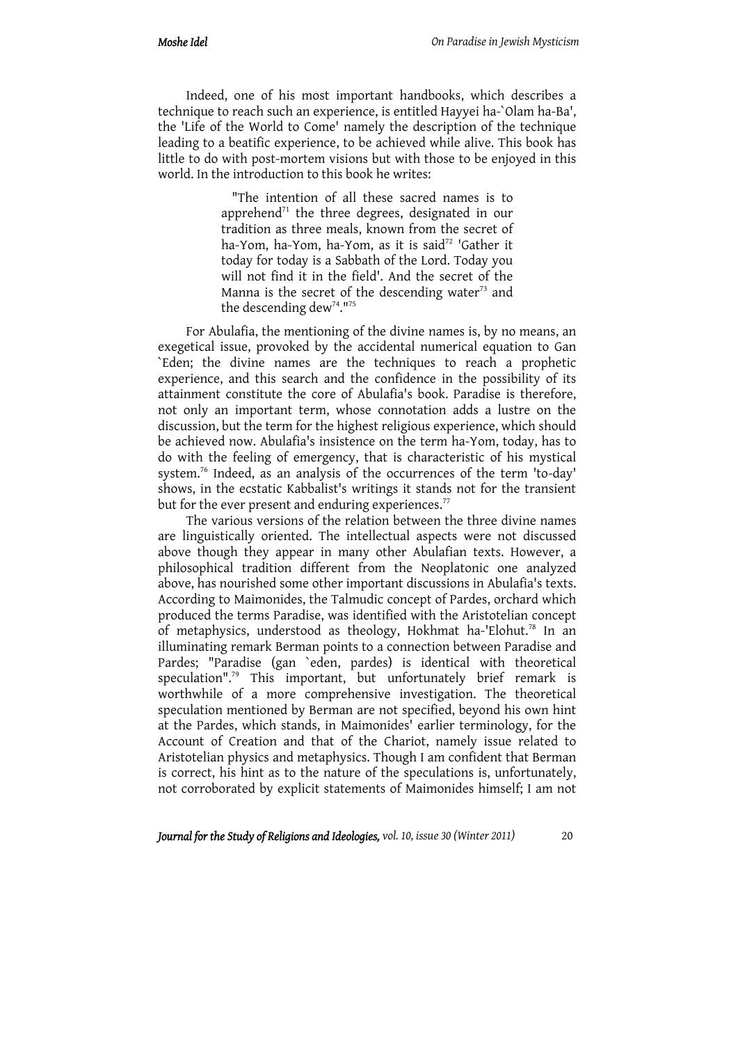Indeed, one of his most important handbooks, which describes a technique to reach such an experience, is entitled Hayyei ha-`Olam ha-Ba', the 'Life of the World to Come' namely the description of the technique leading to a beatific experience, to be achieved while alive. This book has little to do with post-mortem visions but with those to be enjoyed in this world. In the introduction to this book he writes:

> "The intention of all these sacred names is to apprehend[71] the three degrees, designated in our tradition as three meals, known from the secret of ha-Yom, ha-Yom, ha-Yom, as it is said[72] 'Gather it today for today is a Sabbath of the Lord. Today you will not find it in the field'. And the secret of the Manna is the secret of the descending water[73] and the descending dew[74]."[75]

For Abulafia, the mentioning of the divine names is, by no means, an exegetical issue, provoked by the accidental numerical equation to Gan `Eden; the divine names are the techniques to reach a prophetic experience, and this search and the confidence in the possibility of its attainment constitute the core of Abulafia's book. Paradise is therefore, not only an important term, whose connotation adds a lustre on the discussion, but the term for the highest religious experience, which should be achieved now. Abulafia's insistence on the term ha-Yom, today, has to do with the feeling of emergency, that is characteristic of his mystical system.[76] Indeed, as an analysis of the occurrences of the term 'to-day' shows, in the ecstatic Kabbalist's writings it stands not for the transient but for the ever present and enduring experiences.[77]

The various versions of the relation between the three divine names are linguistically oriented. The intellectual aspects were not discussed above though they appear in many other Abulafian texts. However, a philosophical tradition different from the Neoplatonic one analyzed above, has nourished some other important discussions in Abulafia's texts. According to Maimonides, the Talmudic concept of Pardes, orchard which produced the terms Paradise, was identified with the Aristotelian concept of metaphysics, understood as theology, Hokhmat ha-'Elohut.[78] In an illuminating remark Berman points to a connection between Paradise and Pardes; "Paradise (gan `eden, pardes) is identical with theoretical speculation".[79] This important, but unfortunately brief remark is worthwhile of a more comprehensive investigation. The theoretical speculation mentioned by Berman are not specified, beyond his own hint at the Pardes, which stands, in Maimonides' earlier terminology, for the Account of Creation and that of the Chariot, namely issue related to Aristotelian physics and metaphysics. Though I am confident that Berman is correct, his hint as to the nature of the speculations is, unfortunately, not corroborated by explicit statements of Maimonides himself; I am not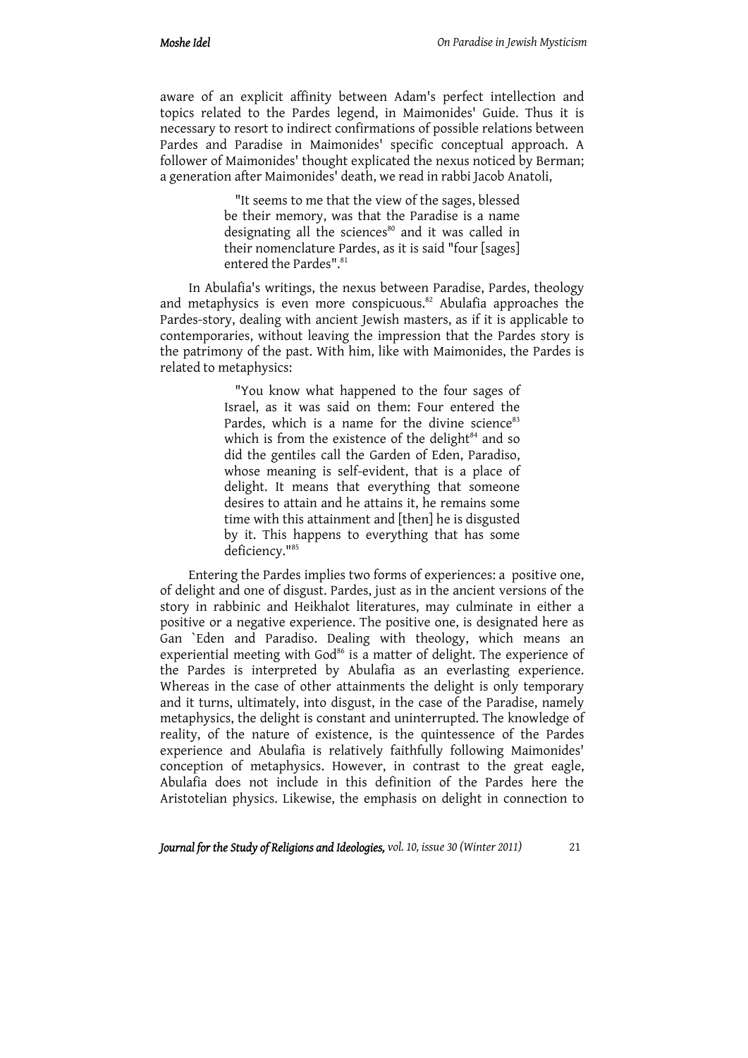aware of an explicit affinity between Adam's perfect intellection and topics related to the Pardes legend, in Maimonides' Guide. Thus it is necessary to resort to indirect confirmations of possible relations between Pardes and Paradise in Maimonides' specific conceptual approach. A follower of Maimonides' thought explicated the nexus noticed by Berman; a generation after Maimonides' death, we read in rabbi Jacob Anatoli,

> "It seems to me that the view of the sages, blessed be their memory, was that the Paradise is a name designating all the sciences[80] and it was called in their nomenclature Pardes, as it is said "four [sages] entered the Pardes".[81]

In Abulafia's writings, the nexus between Paradise, Pardes, theology and metaphysics is even more conspicuous.[82] Abulafia approaches the Pardes-story, dealing with ancient Jewish masters, as if it is applicable to contemporaries, without leaving the impression that the Pardes story is the patrimony of the past. With him, like with Maimonides, the Pardes is related to metaphysics:

> "You know what happened to the four sages of Israel, as it was said on them: Four entered the Pardes, which is a name for the divine science[83] which is from the existence of the delight[84] and so did the gentiles call the Garden of Eden, Paradiso, whose meaning is self-evident, that is a place of delight. It means that everything that someone desires to attain and he attains it, he remains some time with this attainment and [then] he is disgusted by it. This happens to everything that has some deficiency."[85]

Entering the Pardes implies two forms of experiences: a positive one, of delight and one of disgust. Pardes, just as in the ancient versions of the story in rabbinic and Heikhalot literatures, may culminate in either a positive or a negative experience. The positive one, is designated here as Gan `Eden and Paradiso. Dealing with theology, which means an experiential meeting with God[86] is a matter of delight. The experience of the Pardes is interpreted by Abulafia as an everlasting experience. Whereas in the case of other attainments the delight is only temporary and it turns, ultimately, into disgust, in the case of the Paradise, namely metaphysics, the delight is constant and uninterrupted. The knowledge of reality, of the nature of existence, is the quintessence of the Pardes experience and Abulafia is relatively faithfully following Maimonides' conception of metaphysics. However, in contrast to the great eagle, Abulafia does not include in this definition of the Pardes here the Aristotelian physics. Likewise, the emphasis on delight in connection to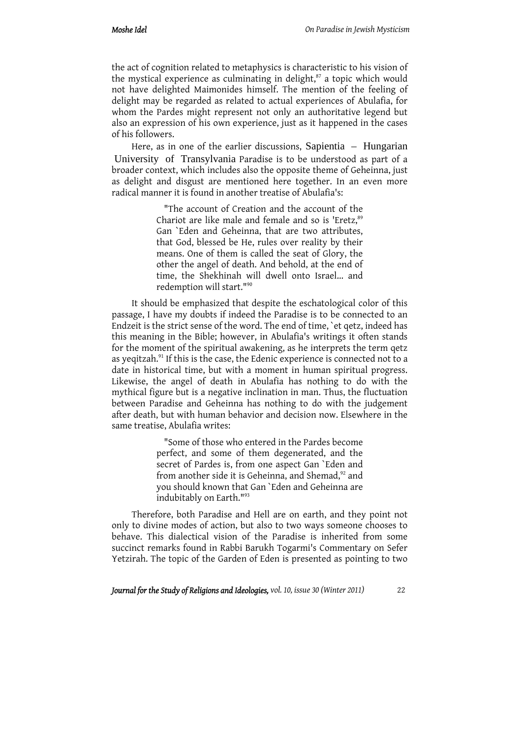the act of cognition related to metaphysics is characteristic to his vision of the mystical experience as culminating in delight,[87] a topic which would not have delighted Maimonides himself. The mention of the feeling of delight may be regarded as related to actual experiences of Abulafia, for whom the Pardes might represent not only an authoritative legend but also an expression of his own experience, just as it happened in the cases of his followers.

Here, as in one of the earlier discussions, Sapientia – Hungarian University of Transylvania Paradise is to be understood as part of a broader context, which includes also the opposite theme of Geheinna, just as delight and disgust are mentioned here together. In an even more radical manner it is found in another treatise of Abulafia's:

> "The account of Creation and the account of the Chariot are like male and female and so is 'Eretz,[89] Gan `Eden and Geheinna, that are two attributes, that God, blessed be He, rules over reality by their means. One of them is called the seat of Glory, the other the angel of death. And behold, at the end of time, the Shekhinah will dwell onto Israel... and redemption will start."[90]

It should be emphasized that despite the eschatological color of this passage, I have my doubts if indeed the Paradise is to be connected to an Endzeit is the strict sense of the word. The end of time, `et qetz, indeed has this meaning in the Bible; however, in Abulafia's writings it often stands for the moment of the spiritual awakening, as he interprets the term qetz as yeqitzah.[91] If this is the case, the Edenic experience is connected not to a date in historical time, but with a moment in human spiritual progress. Likewise, the angel of death in Abulafia has nothing to do with the mythical figure but is a negative inclination in man. Thus, the fluctuation between Paradise and Geheinna has nothing to do with the judgement after death, but with human behavior and decision now. Elsewhere in the same treatise, Abulafia writes:

> "Some of those who entered in the Pardes become perfect, and some of them degenerated, and the secret of Pardes is, from one aspect Gan `Eden and from another side it is Geheinna, and Shemad,[92] and you should known that Gan `Eden and Geheinna are indubitably on Earth."[93]

Therefore, both Paradise and Hell are on earth, and they point not only to divine modes of action, but also to two ways someone chooses to behave. This dialectical vision of the Paradise is inherited from some succinct remarks found in Rabbi Barukh Togarmi's Commentary on Sefer Yetzirah. The topic of the Garden of Eden is presented as pointing to two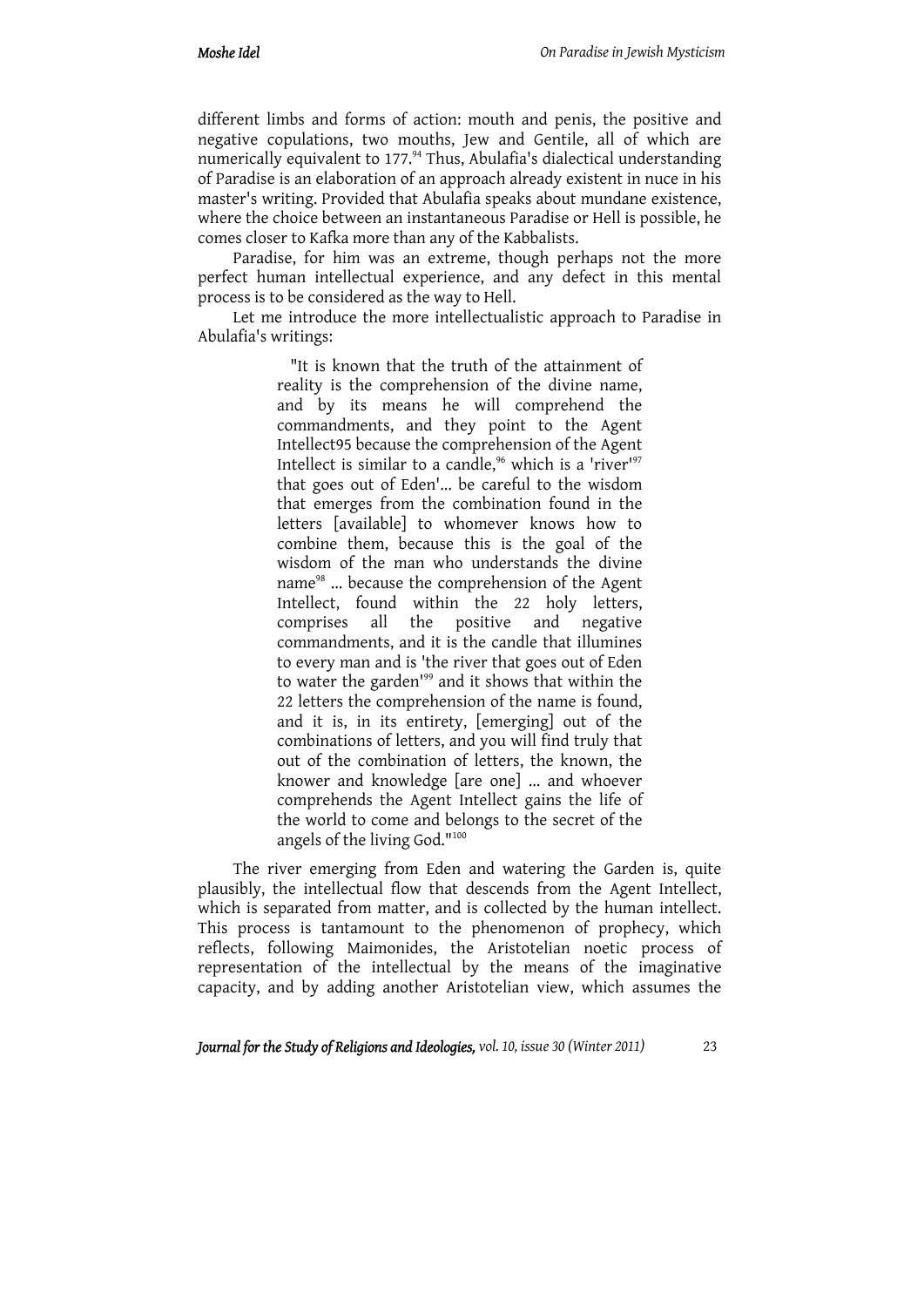different limbs and forms of action: mouth and penis, the positive and negative copulations, two mouths, Jew and Gentile, all of which are numerically equivalent to 177.[94] Thus, Abulafia's dialectical understanding of Paradise is an elaboration of an approach already existent in nuce in his master's writing. Provided that Abulafia speaks about mundane existence, where the choice between an instantaneous Paradise or Hell is possible, he comes closer to Kafka more than any of the Kabbalists.

Paradise, for him was an extreme, though perhaps not the more perfect human intellectual experience, and any defect in this mental process is to be considered as the way to Hell.

Let me introduce the more intellectualistic approach to Paradise in Abulafia's writings:

> "It is known that the truth of the attainment of reality is the comprehension of the divine name, and by its means he will comprehend the commandments, and they point to the Agent Intellect95 because the comprehension of the Agent Intellect is similar to a candle,[96] which is a 'river'[97] that goes out of Eden'... be careful to the wisdom that emerges from the combination found in the letters [available] to whomever knows how to combine them, because this is the goal of the wisdom of the man who understands the divine name[98] ... because the comprehension of the Agent Intellect, found within the 22 holy letters, comprises all the positive and negative commandments, and it is the candle that illumines to every man and is 'the river that goes out of Eden to water the garden'[99] and it shows that within the 22 letters the comprehension of the name is found, and it is, in its entirety, [emerging] out of the combinations of letters, and you will find truly that out of the combination of letters, the known, the knower and knowledge [are one] ... and whoever comprehends the Agent Intellect gains the life of the world to come and belongs to the secret of the angels of the living God."[100]

The river emerging from Eden and watering the Garden is, quite plausibly, the intellectual flow that descends from the Agent Intellect, which is separated from matter, and is collected by the human intellect. This process is tantamount to the phenomenon of prophecy, which reflects, following Maimonides, the Aristotelian noetic process of representation of the intellectual by the means of the imaginative capacity, and by adding another Aristotelian view, which assumes the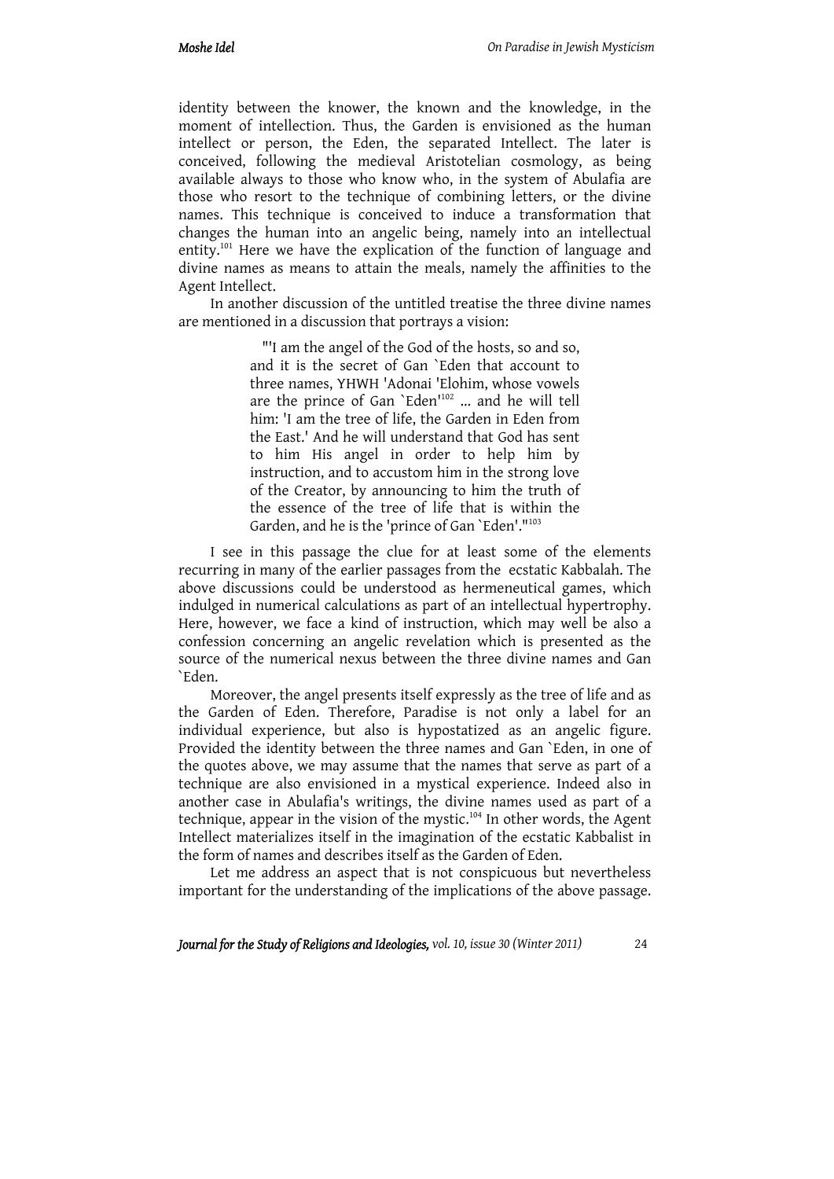identity between the knower, the known and the knowledge, in the moment of intellection. Thus, the Garden is envisioned as the human intellect or person, the Eden, the separated Intellect. The later is conceived, following the medieval Aristotelian cosmology, as being available always to those who know who, in the system of Abulafia are those who resort to the technique of combining letters, or the divine names. This technique is conceived to induce a transformation that changes the human into an angelic being, namely into an intellectual entity.[101] Here we have the explication of the function of language and divine names as means to attain the meals, namely the affinities to the Agent Intellect.

In another discussion of the untitled treatise the three divine names are mentioned in a discussion that portrays a vision:

> "'I am the angel of the God of the hosts, so and so, and it is the secret of Gan `Eden that account to three names, YHWH 'Adonai 'Elohim, whose vowels are the prince of Gan `Eden'[102] ... and he will tell him: 'I am the tree of life, the Garden in Eden from the East.' And he will understand that God has sent to him His angel in order to help him by instruction, and to accustom him in the strong love of the Creator, by announcing to him the truth of the essence of the tree of life that is within the Garden, and he is the 'prince of Gan `Eden'."[103]

I see in this passage the clue for at least some of the elements recurring in many of the earlier passages from the ecstatic Kabbalah. The above discussions could be understood as hermeneutical games, which indulged in numerical calculations as part of an intellectual hypertrophy. Here, however, we face a kind of instruction, which may well be also a confession concerning an angelic revelation which is presented as the source of the numerical nexus between the three divine names and Gan `Eden.

Moreover, the angel presents itself expressly as the tree of life and as the Garden of Eden. Therefore, Paradise is not only a label for an individual experience, but also is hypostatized as an angelic figure. Provided the identity between the three names and Gan `Eden, in one of the quotes above, we may assume that the names that serve as part of a technique are also envisioned in a mystical experience. Indeed also in another case in Abulafia's writings, the divine names used as part of a technique, appear in the vision of the mystic.[104] In other words, the Agent Intellect materializes itself in the imagination of the ecstatic Kabbalist in the form of names and describes itself as the Garden of Eden.

Let me address an aspect that is not conspicuous but nevertheless important for the understanding of the implications of the above passage.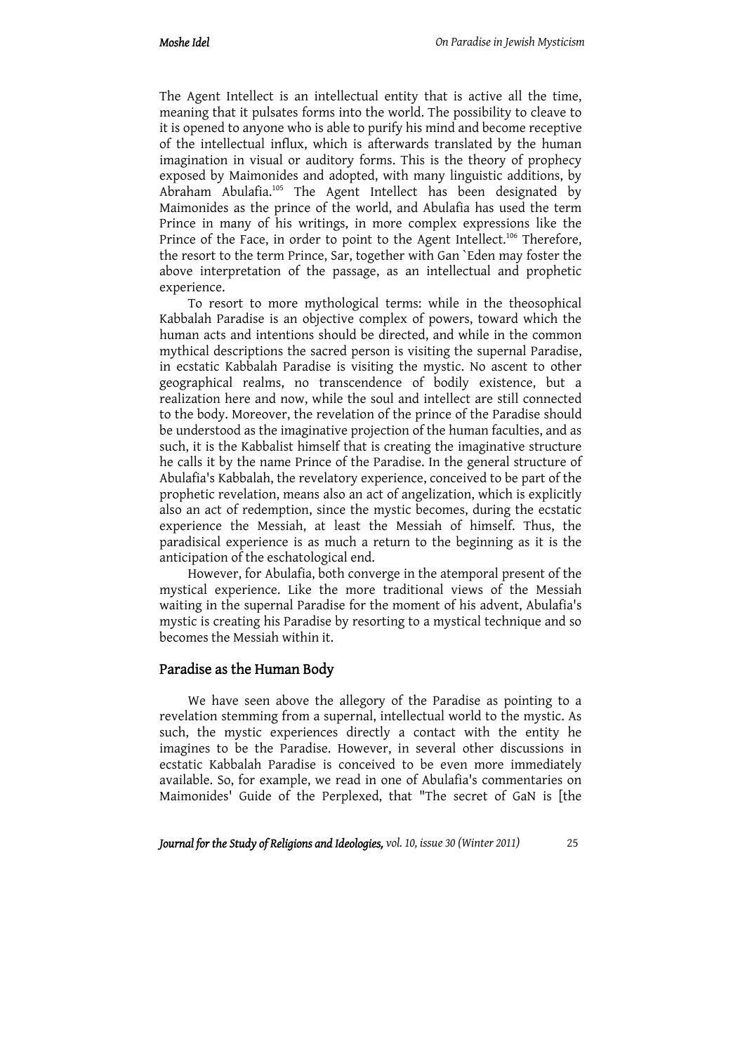The Agent Intellect is an intellectual entity that is active all the time, meaning that it pulsates forms into the world. The possibility to cleave to it is opened to anyone who is able to purify his mind and become receptive of the intellectual influx, which is afterwards translated by the human imagination in visual or auditory forms. This is the theory of prophecy exposed by Maimonides and adopted, with many linguistic additions, by Abraham Abulafia.[105] The Agent Intellect has been designated by Maimonides as the prince of the world, and Abulafia has used the term Prince in many of his writings, in more complex expressions like the Prince of the Face, in order to point to the Agent Intellect.[106] Therefore, the resort to the term Prince, Sar, together with Gan `Eden may foster the above interpretation of the passage, as an intellectual and prophetic experience.

To resort to more mythological terms: while in the theosophical Kabbalah Paradise is an objective complex of powers, toward which the human acts and intentions should be directed, and while in the common mythical descriptions the sacred person is visiting the supernal Paradise, in ecstatic Kabbalah Paradise is visiting the mystic. No ascent to other geographical realms, no transcendence of bodily existence, but a realization here and now, while the soul and intellect are still connected to the body. Moreover, the revelation of the prince of the Paradise should be understood as the imaginative projection of the human faculties, and as such, it is the Kabbalist himself that is creating the imaginative structure he calls it by the name Prince of the Paradise. In the general structure of Abulafia's Kabbalah, the revelatory experience, conceived to be part of the prophetic revelation, means also an act of angelization, which is explicitly also an act of redemption, since the mystic becomes, during the ecstatic experience the Messiah, at least the Messiah of himself. Thus, the paradisical experience is as much a return to the beginning as it is the anticipation of the eschatological end.

However, for Abulafia, both converge in the atemporal present of the mystical experience. Like the more traditional views of the Messiah waiting in the supernal Paradise for the moment of his advent, Abulafia's mystic is creating his Paradise by resorting to a mystical technique and so becomes the Messiah within it.

## Paradise as the Human Body

We have seen above the allegory of the Paradise as pointing to a revelation stemming from a supernal, intellectual world to the mystic. As such, the mystic experiences directly a contact with the entity he imagines to be the Paradise. However, in several other discussions in ecstatic Kabbalah Paradise is conceived to be even more immediately available. So, for example, we read in one of Abulafia's commentaries on Maimonides' Guide of the Perplexed, that "The secret of GaN is [the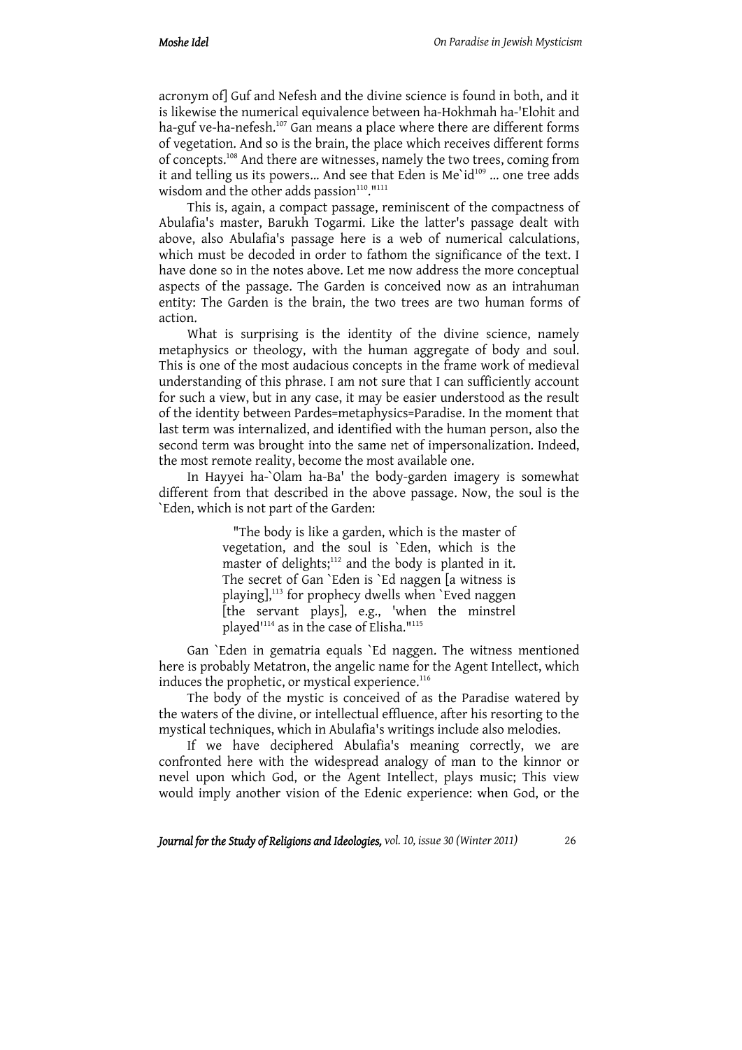acronym of] Guf and Nefesh and the divine science is found in both, and it is likewise the numerical equivalence between ha-Hokhmah ha-'Elohit and ha-guf ve-ha-nefesh.[107] Gan means a place where there are different forms of vegetation. And so is the brain, the place which receives different forms of concepts.[108] And there are witnesses, namely the two trees, coming from it and telling us its powers... And see that Eden is Me`id[109] ... one tree adds wisdom and the other adds passion[110]."[111]

This is, again, a compact passage, reminiscent of the compactness of Abulafia's master, Barukh Togarmi. Like the latter's passage dealt with above, also Abulafia's passage here is a web of numerical calculations, which must be decoded in order to fathom the significance of the text. I have done so in the notes above. Let me now address the more conceptual aspects of the passage. The Garden is conceived now as an intrahuman entity: The Garden is the brain, the two trees are two human forms of action.

What is surprising is the identity of the divine science, namely metaphysics or theology, with the human aggregate of body and soul. This is one of the most audacious concepts in the frame work of medieval understanding of this phrase. I am not sure that I can sufficiently account for such a view, but in any case, it may be easier understood as the result of the identity between Pardes=metaphysics=Paradise. In the moment that last term was internalized, and identified with the human person, also the second term was brought into the same net of impersonalization. Indeed, the most remote reality, become the most available one.

In Hayyei ha-`Olam ha-Ba' the body-garden imagery is somewhat different from that described in the above passage. Now, the soul is the `Eden, which is not part of the Garden:

> "The body is like a garden, which is the master of vegetation, and the soul is `Eden, which is the master of delights;[112] and the body is planted in it. The secret of Gan `Eden is `Ed naggen [a witness is playing],[113] for prophecy dwells when `Eved naggen [the servant plays], e.g., 'when the minstrel played'[114] as in the case of Elisha."[115]

Gan `Eden in gematria equals `Ed naggen. The witness mentioned here is probably Metatron, the angelic name for the Agent Intellect, which induces the prophetic, or mystical experience.[116]

The body of the mystic is conceived of as the Paradise watered by the waters of the divine, or intellectual effluence, after his resorting to the mystical techniques, which in Abulafia's writings include also melodies.

If we have deciphered Abulafia's meaning correctly, we are confronted here with the widespread analogy of man to the kinnor or nevel upon which God, or the Agent Intellect, plays music; This view would imply another vision of the Edenic experience: when God, or the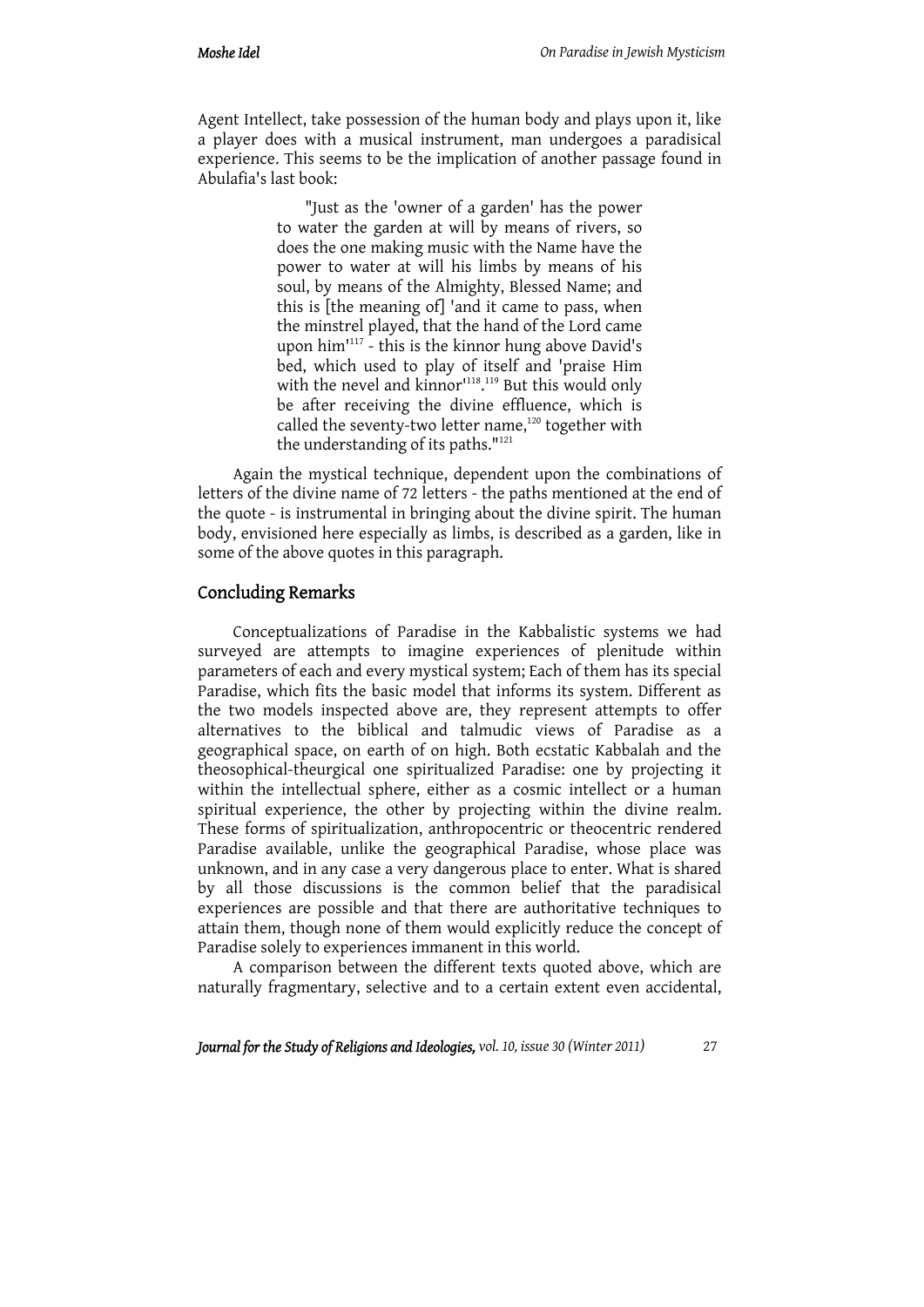Agent Intellect, take possession of the human body and plays upon it, like a player does with a musical instrument, man undergoes a paradisical experience. This seems to be the implication of another passage found in Abulafia's last book:

> "Just as the 'owner of a garden' has the power to water the garden at will by means of rivers, so does the one making music with the Name have the power to water at will his limbs by means of his soul, by means of the Almighty, Blessed Name; and this is [the meaning of] 'and it came to pass, when the minstrel played, that the hand of the Lord came upon him'[117] - this is the kinnor hung above David's bed, which used to play of itself and 'praise Him with the nevel and kinnor'[118].[119] But this would only be after receiving the divine effluence, which is called the seventy-two letter name,[120] together with the understanding of its paths."[121]

Again the mystical technique, dependent upon the combinations of letters of the divine name of 72 letters - the paths mentioned at the end of the quote - is instrumental in bringing about the divine spirit. The human body, envisioned here especially as limbs, is described as a garden, like in some of the above quotes in this paragraph.

## Concluding Remarks

Conceptualizations of Paradise in the Kabbalistic systems we had surveyed are attempts to imagine experiences of plenitude within parameters of each and every mystical system; Each of them has its special Paradise, which fits the basic model that informs its system. Different as the two models inspected above are, they represent attempts to offer alternatives to the biblical and talmudic views of Paradise as a geographical space, on earth of on high. Both ecstatic Kabbalah and the theosophical-theurgical one spiritualized Paradise: one by projecting it within the intellectual sphere, either as a cosmic intellect or a human spiritual experience, the other by projecting within the divine realm. These forms of spiritualization, anthropocentric or theocentric rendered Paradise available, unlike the geographical Paradise, whose place was unknown, and in any case a very dangerous place to enter. What is shared by all those discussions is the common belief that the paradisical experiences are possible and that there are authoritative techniques to attain them, though none of them would explicitly reduce the concept of Paradise solely to experiences immanent in this world.

A comparison between the different texts quoted above, which are naturally fragmentary, selective and to a certain extent even accidental,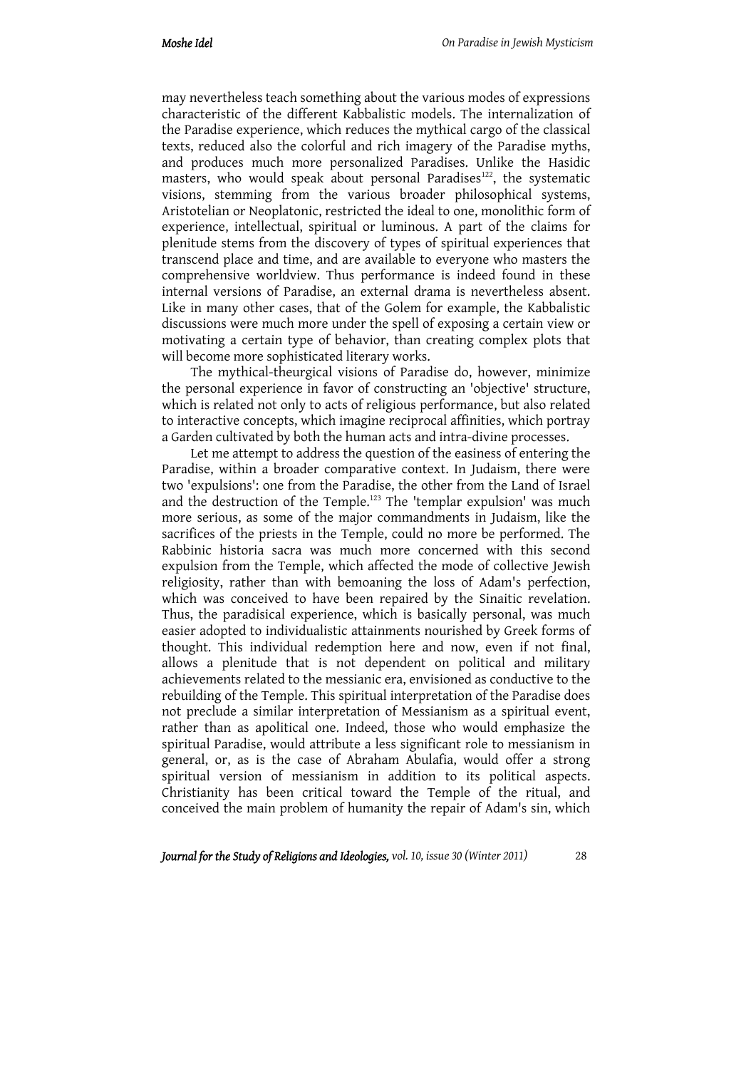may nevertheless teach something about the various modes of expressions characteristic of the different Kabbalistic models. The internalization of the Paradise experience, which reduces the mythical cargo of the classical texts, reduced also the colorful and rich imagery of the Paradise myths, and produces much more personalized Paradises. Unlike the Hasidic masters, who would speak about personal Paradises[122], the systematic visions, stemming from the various broader philosophical systems, Aristotelian or Neoplatonic, restricted the ideal to one, monolithic form of experience, intellectual, spiritual or luminous. A part of the claims for plenitude stems from the discovery of types of spiritual experiences that transcend place and time, and are available to everyone who masters the comprehensive worldview. Thus performance is indeed found in these internal versions of Paradise, an external drama is nevertheless absent. Like in many other cases, that of the Golem for example, the Kabbalistic discussions were much more under the spell of exposing a certain view or motivating a certain type of behavior, than creating complex plots that will become more sophisticated literary works.

The mythical-theurgical visions of Paradise do, however, minimize the personal experience in favor of constructing an 'objective' structure, which is related not only to acts of religious performance, but also related to interactive concepts, which imagine reciprocal affinities, which portray a Garden cultivated by both the human acts and intra-divine processes.

Let me attempt to address the question of the easiness of entering the Paradise, within a broader comparative context. In Judaism, there were two 'expulsions': one from the Paradise, the other from the Land of Israel and the destruction of the Temple.[123] The 'templar expulsion' was much more serious, as some of the major commandments in Judaism, like the sacrifices of the priests in the Temple, could no more be performed. The Rabbinic historia sacra was much more concerned with this second expulsion from the Temple, which affected the mode of collective Jewish religiosity, rather than with bemoaning the loss of Adam's perfection, which was conceived to have been repaired by the Sinaitic revelation. Thus, the paradisical experience, which is basically personal, was much easier adopted to individualistic attainments nourished by Greek forms of thought. This individual redemption here and now, even if not final, allows a plenitude that is not dependent on political and military achievements related to the messianic era, envisioned as conductive to the rebuilding of the Temple. This spiritual interpretation of the Paradise does not preclude a similar interpretation of Messianism as a spiritual event, rather than as apolitical one. Indeed, those who would emphasize the spiritual Paradise, would attribute a less significant role to messianism in general, or, as is the case of Abraham Abulafia, would offer a strong spiritual version of messianism in addition to its political aspects. Christianity has been critical toward the Temple of the ritual, and conceived the main problem of humanity the repair of Adam's sin, which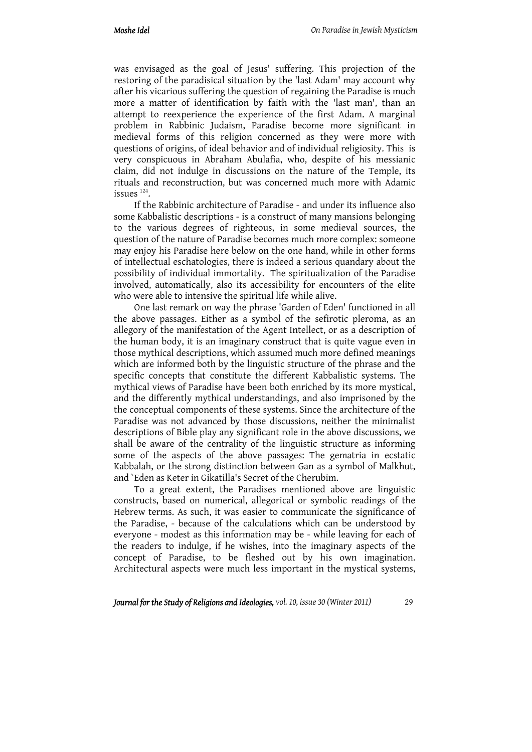was envisaged as the goal of Jesus' suffering. This projection of the restoring of the paradisical situation by the 'last Adam' may account why after his vicarious suffering the question of regaining the Paradise is much more a matter of identification by faith with the 'last man', than an attempt to reexperience the experience of the first Adam. A marginal problem in Rabbinic Judaism, Paradise become more significant in medieval forms of this religion concerned as they were more with questions of origins, of ideal behavior and of individual religiosity. This is very conspicuous in Abraham Abulafia, who, despite of his messianic claim, did not indulge in discussions on the nature of the Temple, its rituals and reconstruction, but was concerned much more with Adamic issues [124].

If the Rabbinic architecture of Paradise - and under its influence also some Kabbalistic descriptions - is a construct of many mansions belonging to the various degrees of righteous, in some medieval sources, the question of the nature of Paradise becomes much more complex: someone may enjoy his Paradise here below on the one hand, while in other forms of intellectual eschatologies, there is indeed a serious quandary about the possibility of individual immortality. The spiritualization of the Paradise involved, automatically, also its accessibility for encounters of the elite who were able to intensive the spiritual life while alive.

One last remark on way the phrase 'Garden of Eden' functioned in all the above passages. Either as a symbol of the sefirotic pleroma, as an allegory of the manifestation of the Agent Intellect, or as a description of the human body, it is an imaginary construct that is quite vague even in those mythical descriptions, which assumed much more defined meanings which are informed both by the linguistic structure of the phrase and the specific concepts that constitute the different Kabbalistic systems. The mythical views of Paradise have been both enriched by its more mystical, and the differently mythical understandings, and also imprisoned by the the conceptual components of these systems. Since the architecture of the Paradise was not advanced by those discussions, neither the minimalist descriptions of Bible play any significant role in the above discussions, we shall be aware of the centrality of the linguistic structure as informing some of the aspects of the above passages: The gematria in ecstatic Kabbalah, or the strong distinction between Gan as a symbol of Malkhut, and `Eden as Keter in Gikatilla's Secret of the Cherubim.

To a great extent, the Paradises mentioned above are linguistic constructs, based on numerical, allegorical or symbolic readings of the Hebrew terms. As such, it was easier to communicate the significance of the Paradise, - because of the calculations which can be understood by everyone - modest as this information may be - while leaving for each of the readers to indulge, if he wishes, into the imaginary aspects of the concept of Paradise, to be fleshed out by his own imagination. Architectural aspects were much less important in the mystical systems,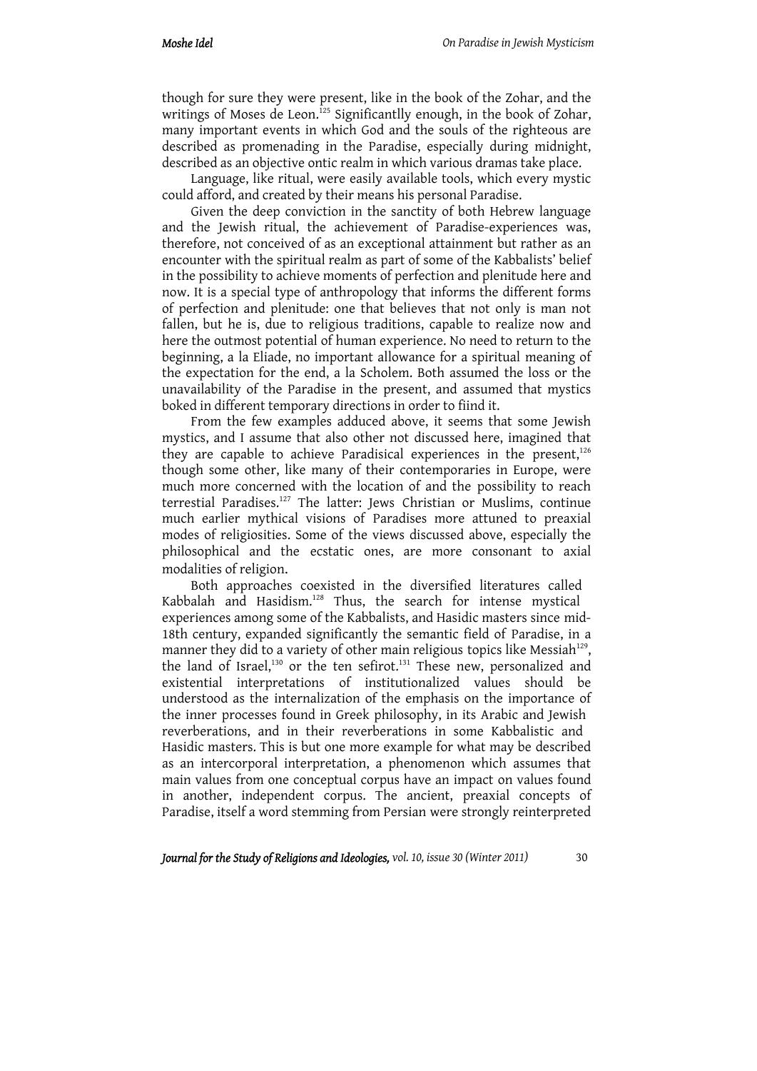though for sure they were present, like in the book of the Zohar, and the writings of Moses de Leon.[125] Significantlly enough, in the book of Zohar, many important events in which God and the souls of the righteous are described as promenading in the Paradise, especially during midnight, described as an objective ontic realm in which various dramas take place.

Language, like ritual, were easily available tools, which every mystic could afford, and created by their means his personal Paradise.

Given the deep conviction in the sanctity of both Hebrew language and the Jewish ritual, the achievement of Paradise-experiences was, therefore, not conceived of as an exceptional attainment but rather as an encounter with the spiritual realm as part of some of the Kabbalists' belief in the possibility to achieve moments of perfection and plenitude here and now. It is a special type of anthropology that informs the different forms of perfection and plenitude: one that believes that not only is man not fallen, but he is, due to religious traditions, capable to realize now and here the outmost potential of human experience. No need to return to the beginning, a la Eliade, no important allowance for a spiritual meaning of the expectation for the end, a la Scholem. Both assumed the loss or the unavailability of the Paradise in the present, and assumed that mystics boked in different temporary directions in order to fiind it.

From the few examples adduced above, it seems that some Jewish mystics, and I assume that also other not discussed here, imagined that they are capable to achieve Paradisical experiences in the present,[126] though some other, like many of their contemporaries in Europe, were much more concerned with the location of and the possibility to reach terrestial Paradises.[127] The latter: Jews Christian or Muslims, continue much earlier mythical visions of Paradises more attuned to preaxial modes of religiosities. Some of the views discussed above, especially the philosophical and the ecstatic ones, are more consonant to axial modalities of religion.

Both approaches coexisted in the diversified literatures called Kabbalah and Hasidism.[128] Thus, the search for intense mystical experiences among some of the Kabbalists, and Hasidic masters since mid-18th century, expanded significantly the semantic field of Paradise, in a manner they did to a variety of other main religious topics like Messiah[129], the land of Israel,[130] or the ten sefirot.[131] These new, personalized and existential interpretations of institutionalized values should be understood as the internalization of the emphasis on the importance of the inner processes found in Greek philosophy, in its Arabic and Jewish reverberations, and in their reverberations in some Kabbalistic and Hasidic masters. This is but one more example for what may be described as an intercorporal interpretation, a phenomenon which assumes that main values from one conceptual corpus have an impact on values found in another, independent corpus. The ancient, preaxial concepts of Paradise, itself a word stemming from Persian were strongly reinterpreted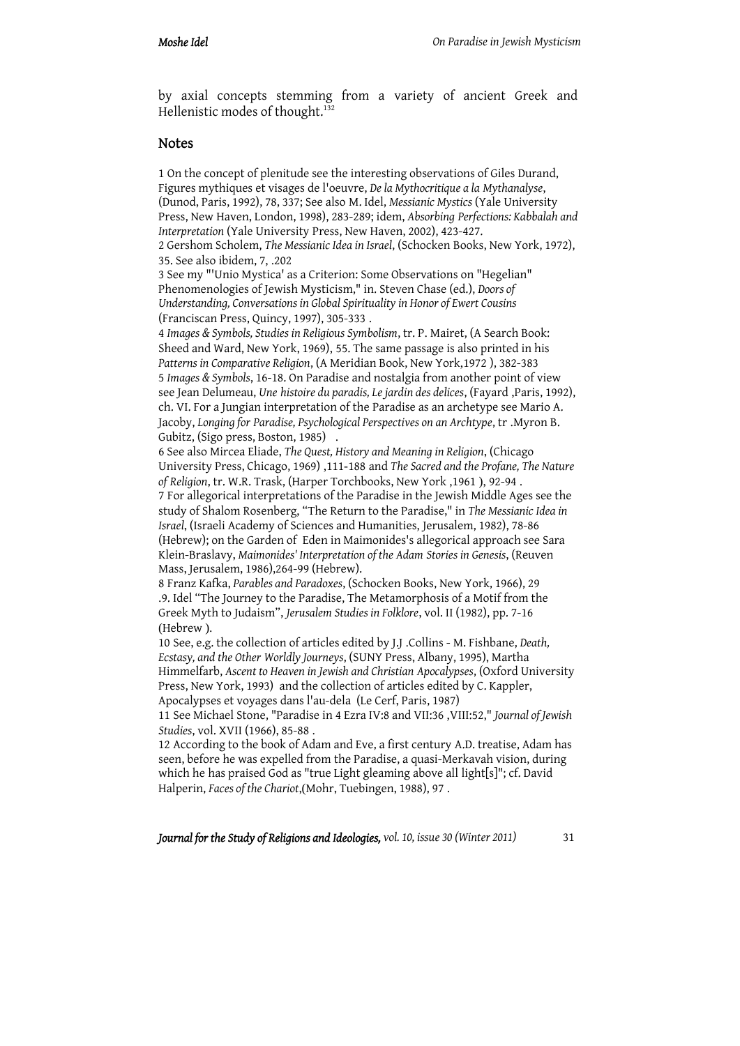by axial concepts stemming from a variety of ancient Greek and Hellenistic modes of thought.[132]

## Notes

1 On the concept of plenitude see the interesting observations of Giles Durand, Figures mythiques et visages de l'oeuvre, *De la Mythocritique a la Mythanalyse*, (Dunod, Paris, 1992), 78, 337; See also M. Idel, *Messianic Mystics* (Yale University Press, New Haven, London, 1998), 283-289; idem, *Absorbing Perfections: Kabbalah and Interpretation* (Yale University Press, New Haven, 2002), 423-427.

2 Gershom Scholem, *The Messianic Idea in Israel*, (Schocken Books, New York, 1972), 35. See also ibidem, 7, .202

3 See my "'Unio Mystica' as a Criterion: Some Observations on "Hegelian" Phenomenologies of Jewish Mysticism," in. Steven Chase (ed.), *Doors of Understanding, Conversations in Global Spirituality in Honor of Ewert Cousins* (Franciscan Press, Quincy, 1997), 305-333 .

4 *Images & Symbols, Studies in Religious Symbolism*, tr. P. Mairet, (A Search Book: Sheed and Ward, New York, 1969), 55. The same passage is also printed in his *Patterns in Comparative Religion*, (A Meridian Book, New York,1972 ), 382-383

5 *Images & Symbols*, 16-18. On Paradise and nostalgia from another point of view see Jean Delumeau, *Une histoire du paradis, Le jardin des delices*, (Fayard ,Paris, 1992), ch. VI. For a Jungian interpretation of the Paradise as an archetype see Mario A. Jacoby, *Longing for Paradise, Psychological Perspectives on an Archtype*, tr .Myron B. Gubitz, (Sigo press, Boston, 1985) .

6 See also Mircea Eliade, *The Quest, History and Meaning in Religion*, (Chicago University Press, Chicago, 1969) ,111-188 and *The Sacred and the Profane, The Nature of Religion*, tr. W.R. Trask, (Harper Torchbooks, New York ,1961 ), 92-94 .

7 For allegorical interpretations of the Paradise in the Jewish Middle Ages see the study of Shalom Rosenberg, "The Return to the Paradise," in *The Messianic Idea in Israel*, (Israeli Academy of Sciences and Humanities, Jerusalem, 1982), 78-86 (Hebrew); on the Garden of Eden in Maimonides's allegorical approach see Sara Klein-Braslavy, *Maimonides' Interpretation of the Adam Stories in Genesis*, (Reuven Mass, Jerusalem, 1986),264-99 (Hebrew).

8 Franz Kafka, *Parables and Paradoxes*, (Schocken Books, New York, 1966), 29

.9. Idel "The Journey to the Paradise, The Metamorphosis of a Motif from the Greek Myth to Judaism", *Jerusalem Studies in Folklore*, vol. II (1982), pp. 7-16 (Hebrew ).

10 See, e.g. the collection of articles edited by J.J .Collins - M. Fishbane, *Death, Ecstasy, and the Other Worldly Journeys*, (SUNY Press, Albany, 1995), Martha Himmelfarb, *Ascent to Heaven in Jewish and Christian Apocalypses*, (Oxford University Press, New York, 1993) and the collection of articles edited by C. Kappler, Apocalypses et voyages dans l'au-dela (Le Cerf, Paris, 1987)

11 See Michael Stone, "Paradise in 4 Ezra IV:8 and VII:36 ,VIII:52," *Journal of Jewish Studies*, vol. XVII (1966), 85-88 .

12 According to the book of Adam and Eve, a first century A.D. treatise, Adam has seen, before he was expelled from the Paradise, a quasi-Merkavah vision, during which he has praised God as "true Light gleaming above all light[s]"; cf. David Halperin, *Faces of the Chariot*,(Mohr, Tuebingen, 1988), 97 .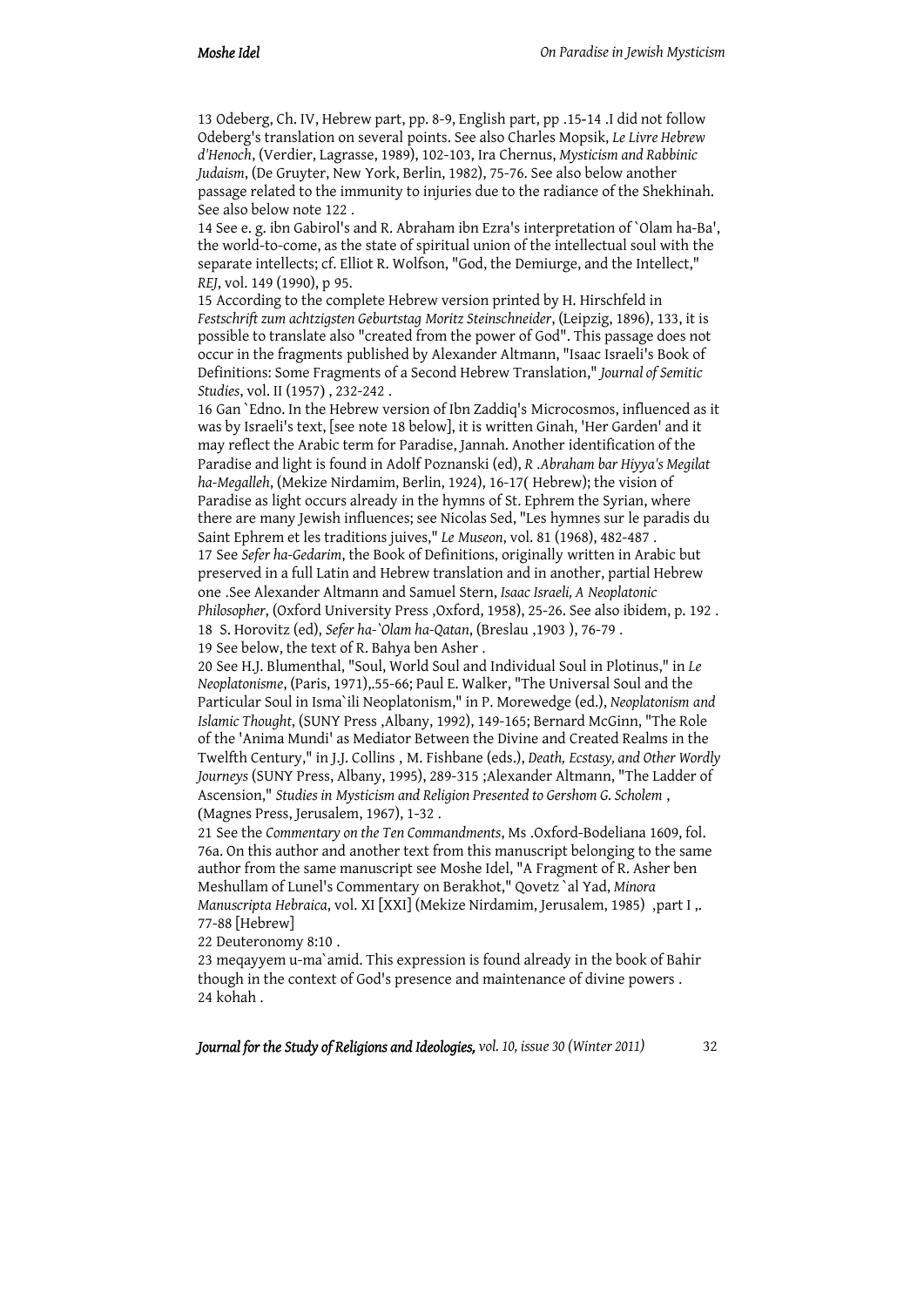13 Odeberg, Ch. IV, Hebrew part, pp. 8-9, English part, pp .15-14 .I did not follow Odeberg's translation on several points. See also Charles Mopsik, *Le Livre Hebrew d'Henoch*, (Verdier, Lagrasse, 1989), 102-103, Ira Chernus, *Mysticism and Rabbinic Judaism*, (De Gruyter, New York, Berlin, 1982), 75-76. See also below another passage related to the immunity to injuries due to the radiance of the Shekhinah. See also below note 122 .

14 See e. g. ibn Gabirol's and R. Abraham ibn Ezra's interpretation of `Olam ha-Ba', the world-to-come, as the state of spiritual union of the intellectual soul with the separate intellects; cf. Elliot R. Wolfson, "God, the Demiurge, and the Intellect," *REJ*, vol. 149 (1990), p 95.

15 According to the complete Hebrew version printed by H. Hirschfeld in *Festschrift zum achtzigsten Geburtstag Moritz Steinschneider*, (Leipzig, 1896), 133, it is possible to translate also "created from the power of God". This passage does not occur in the fragments published by Alexander Altmann, "Isaac Israeli's Book of Definitions: Some Fragments of a Second Hebrew Translation," *Journal of Semitic Studies*, vol. II (1957) , 232-242 .

16 Gan `Edno. In the Hebrew version of Ibn Zaddiq's Microcosmos, influenced as it was by Israeli's text, [see note 18 below], it is written Ginah, 'Her Garden' and it may reflect the Arabic term for Paradise, Jannah. Another identification of the Paradise and light is found in Adolf Poznanski (ed), *R .Abraham bar Hiyya's Megilat ha-Megalleh*, (Mekize Nirdamim, Berlin, 1924), 16-17( Hebrew); the vision of Paradise as light occurs already in the hymns of St. Ephrem the Syrian, where there are many Jewish influences; see Nicolas Sed, "Les hymnes sur le paradis du Saint Ephrem et les traditions juives," *Le Museon*, vol. 81 (1968), 482-487 .

17 See *Sefer ha-Gedarim*, the Book of Definitions, originally written in Arabic but preserved in a full Latin and Hebrew translation and in another, partial Hebrew one .See Alexander Altmann and Samuel Stern, *Isaac Israeli, A Neoplatonic Philosopher*, (Oxford University Press ,Oxford, 1958), 25-26. See also ibidem, p. 192 .

18 S. Horovitz (ed), *Sefer ha-`Olam ha-Qatan*, (Breslau ,1903 ), 76-79 .

19 See below, the text of R. Bahya ben Asher .

20 See H.J. Blumenthal, "Soul, World Soul and Individual Soul in Plotinus," in *Le Neoplatonisme*, (Paris, 1971),.55-66; Paul E. Walker, "The Universal Soul and the Particular Soul in Isma`ili Neoplatonism," in P. Morewedge (ed.), *Neoplatonism and Islamic Thought*, (SUNY Press ,Albany, 1992), 149-165; Bernard McGinn, "The Role of the 'Anima Mundi' as Mediator Between the Divine and Created Realms in the Twelfth Century," in J.J. Collins , M. Fishbane (eds.), *Death, Ecstasy, and Other Wordly Journeys* (SUNY Press, Albany, 1995), 289-315 ;Alexander Altmann, "The Ladder of Ascension," *Studies in Mysticism and Religion Presented to Gershom G. Scholem* , (Magnes Press, Jerusalem, 1967), 1-32 .

21 See the *Commentary on the Ten Commandments*, Ms .Oxford-Bodeliana 1609, fol. 76a. On this author and another text from this manuscript belonging to the same author from the same manuscript see Moshe Idel, "A Fragment of R. Asher ben Meshullam of Lunel's Commentary on Berakhot," Qovetz `al Yad, *Minora Manuscripta Hebraica*, vol. XI [XXI] (Mekize Nirdamim, Jerusalem, 1985) ,part I ,. 77-88 [Hebrew]

22 Deuteronomy 8:10 .

23 meqayyem u-ma`amid. This expression is found already in the book of Bahir though in the context of God's presence and maintenance of divine powers .

24 kohah .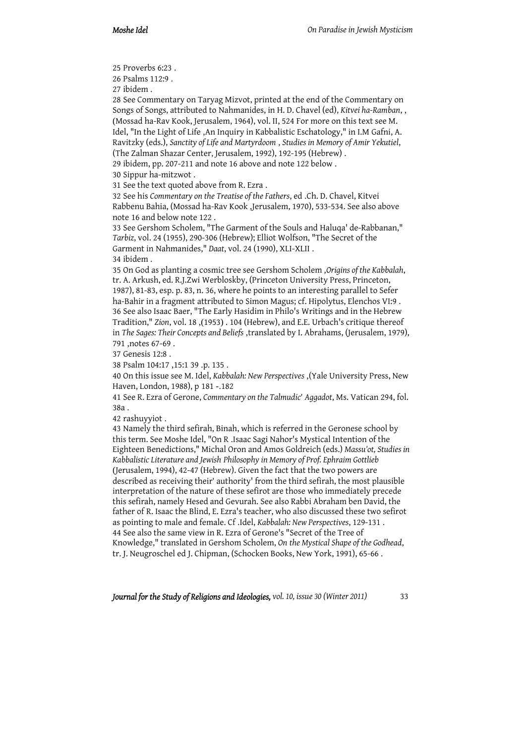25 Proverbs 6:23 .

26 Psalms 112:9 .

27 ibidem .

28 See Commentary on Taryag Mizvot, printed at the end of the Commentary on Songs of Songs, attributed to Nahmanides, in H. D. Chavel (ed), *Kitvei ha-Ramban*, , (Mossad ha-Rav Kook, Jerusalem, 1964), vol. II, 524 For more on this text see M. Idel, "In the Light of Life ,An Inquiry in Kabbalistic Eschatology," in I.M Gafni, A. Ravitzky (eds.), *Sanctity of Life and Martyrdoom* , *Studies in Memory of Amir Yekutiel*, (The Zalman Shazar Center, Jerusalem, 1992), 192-195 (Hebrew) .

29 ibidem, pp. 207-211 and note 16 above and note 122 below .

30 Sippur ha-mitzwot .

31 See the text quoted above from R. Ezra .

32 See his *Commentary on the Treatise of the Fathers*, ed .Ch. D. Chavel, Kitvei Rabbenu Bahia, (Mossad ha-Rav Kook ,Jerusalem, 1970), 533-534. See also above note 16 and below note 122 .

33 See Gershom Scholem, "The Garment of the Souls and Haluqa' de-Rabbanan," *Tarbiz*, vol. 24 (1955), 290-306 (Hebrew); Elliot Wolfson, "The Secret of the Garment in Nahmanides," *Daat*, vol. 24 (1990), XLI-XLII .

34 ibidem .

35 On God as planting a cosmic tree see Gershom Scholem ,*Origins of the Kabbalah*, tr. A. Arkush, ed. R.J.Zwi Werbloskby, (Princeton University Press, Princeton, 1987), 81-83, esp. p. 83, n. 36, where he points to an interesting parallel to Sefer ha-Bahir in a fragment attributed to Simon Magus; cf. Hipolytus, Elenchos VI:9 .

36 See also Isaac Baer, "The Early Hasidim in Philo's Writings and in the Hebrew Tradition," *Zion*, vol. 18 ,(1953) . 104 (Hebrew), and E.E. Urbach's critique thereof in *The Sages: Their Concepts and Beliefs* ,translated by I. Abrahams, (Jerusalem, 1979), 791 ,notes 67-69 .

37 Genesis 12:8 .

38 Psalm 104:17 ,15:1 39 .p. 135 .

40 On this issue see M. Idel, *Kabbalah: New Perspectives* ,(Yale University Press, New Haven, London, 1988), p 181 -.182

41 See R. Ezra of Gerone, *Commentary on the Talmudic' Aggadot*, Ms. Vatican 294, fol. 38a .

42 rashuyyiot .

43 Namely the third sefirah, Binah, which is referred in the Geronese school by this term. See Moshe Idel, "On R .Isaac Sagi Nahor's Mystical Intention of the Eighteen Benedictions," Michal Oron and Amos Goldreich (eds.) *Massu'ot, Studies in Kabbalistic Literature and Jewish Philosophy in Memory of Prof. Ephraim Gottlieb* (Jerusalem, 1994), 42-47 (Hebrew). Given the fact that the two powers are described as receiving their' authority' from the third sefirah, the most plausible interpretation of the nature of these sefirot are those who immediately precede this sefirah, namely Hesed and Gevurah. See also Rabbi Abraham ben David, the father of R. Isaac the Blind, E. Ezra's teacher, who also discussed these two sefirot as pointing to male and female. Cf .Idel, *Kabbalah: New Perspectives*, 129-131 .

44 See also the same view in R. Ezra of Gerone's "Secret of the Tree of Knowledge," translated in Gershom Scholem, *On the Mystical Shape of the Godhead*, tr. J. Neugroschel ed J. Chipman, (Schocken Books, New York, 1991), 65-66 .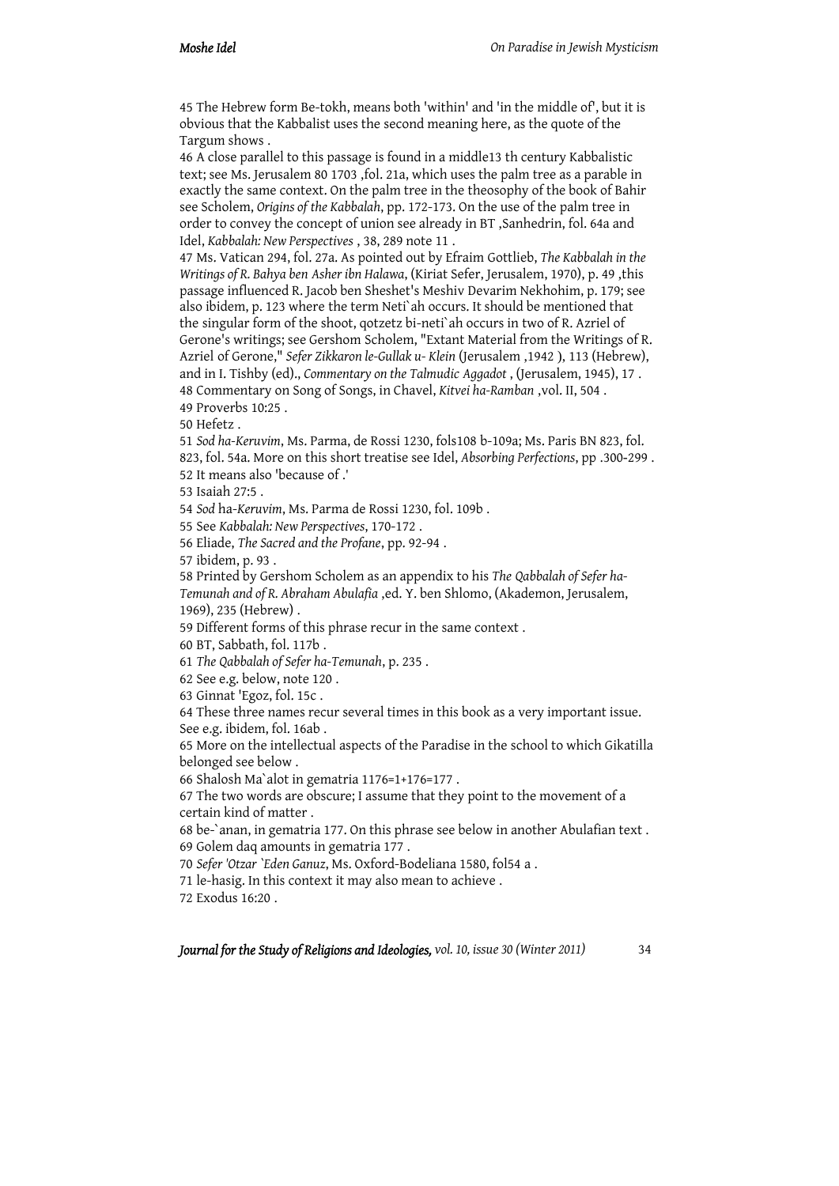45 The Hebrew form Be-tokh, means both 'within' and 'in the middle of', but it is obvious that the Kabbalist uses the second meaning here, as the quote of the Targum shows .

46 A close parallel to this passage is found in a middle13 th century Kabbalistic text; see Ms. Jerusalem 80 1703 ,fol. 21a, which uses the palm tree as a parable in exactly the same context. On the palm tree in the theosophy of the book of Bahir see Scholem, *Origins of the Kabbalah*, pp. 172-173. On the use of the palm tree in order to convey the concept of union see already in BT ,Sanhedrin, fol. 64a and Idel, *Kabbalah: New Perspectives* , 38, 289 note 11 .

47 Ms. Vatican 294, fol. 27a. As pointed out by Efraim Gottlieb, *The Kabbalah in the Writings of R. Bahya ben Asher ibn Halawa*, (Kiriat Sefer, Jerusalem, 1970), p. 49 ,this passage influenced R. Jacob ben Sheshet's Meshiv Devarim Nekhohim, p. 179; see also ibidem, p. 123 where the term Neti`ah occurs. It should be mentioned that the singular form of the shoot, qotzetz bi-neti`ah occurs in two of R. Azriel of Gerone's writings; see Gershom Scholem, "Extant Material from the Writings of R. Azriel of Gerone," *Sefer Zikkaron le-Gullak u- Klein* (Jerusalem ,1942 ), 113 (Hebrew), and in I. Tishby (ed)., *Commentary on the Talmudic Aggadot* , (Jerusalem, 1945), 17 .

48 Commentary on Song of Songs, in Chavel, *Kitvei ha-Ramban* ,vol. II, 504 .

49 Proverbs 10:25 .

50 Hefetz .

51 *Sod ha-Keruvim*, Ms. Parma, de Rossi 1230, fols108 b-109a; Ms. Paris BN 823, fol. 823, fol. 54a. More on this short treatise see Idel, *Absorbing Perfections*, pp .300-299 .

52 It means also 'because of .'

53 Isaiah 27:5 .

54 *Sod* ha-*Keruvim*, Ms. Parma de Rossi 1230, fol. 109b .

55 See *Kabbalah: New Perspectives*, 170-172 .

56 Eliade, *The Sacred and the Profane*, pp. 92-94 .

57 ibidem, p. 93 .

58 Printed by Gershom Scholem as an appendix to his *The Qabbalah of Sefer ha-Temunah and of R. Abraham Abulafia* ,ed. Y. ben Shlomo, (Akademon, Jerusalem, 1969), 235 (Hebrew) .

59 Different forms of this phrase recur in the same context .

60 BT, Sabbath, fol. 117b .

61 *The Qabbalah of Sefer ha-Temunah*, p. 235 .

62 See e.g. below, note 120 .

63 Ginnat 'Egoz, fol. 15c .

64 These three names recur several times in this book as a very important issue. See e.g. ibidem, fol. 16ab .

65 More on the intellectual aspects of the Paradise in the school to which Gikatilla belonged see below .

66 Shalosh Ma`alot in gematria 1176=1+176=177 .

67 The two words are obscure; I assume that they point to the movement of a certain kind of matter .

68 be-`anan, in gematria 177. On this phrase see below in another Abulafian text .

69 Golem daq amounts in gematria 177 .

70 *Sefer 'Otzar `Eden Ganuz*, Ms. Oxford-Bodeliana 1580, fol54 a .

71 le-hasig. In this context it may also mean to achieve .

72 Exodus 16:20 .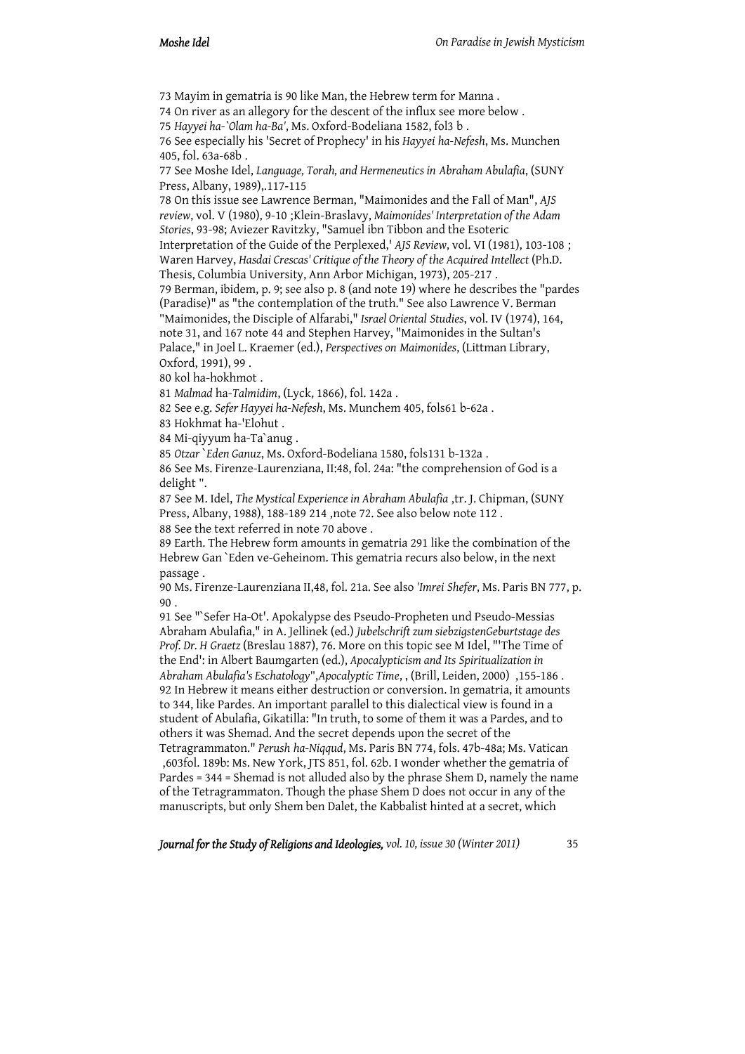73 Mayim in gematria is 90 like Man, the Hebrew term for Manna .

74 On river as an allegory for the descent of the influx see more below .

75 *Hayyei ha-`Olam ha-Ba'*, Ms. Oxford-Bodeliana 1582, fol3 b .

76 See especially his 'Secret of Prophecy' in his *Hayyei ha-Nefesh*, Ms. Munchen 405, fol. 63a-68b .

77 See Moshe Idel, *Language, Torah, and Hermeneutics in Abraham Abulafia*, (SUNY Press, Albany, 1989),.117-115

78 On this issue see Lawrence Berman, "Maimonides and the Fall of Man", *AJS review*, vol. V (1980), 9-10 ;Klein-Braslavy, *Maimonides' Interpretation of the Adam Stories*, 93-98; Aviezer Ravitzky, "Samuel ibn Tibbon and the Esoteric Interpretation of the Guide of the Perplexed,' *AJS Review*, vol. VI (1981), 103-108 ; Waren Harvey, *Hasdai Crescas' Critique of the Theory of the Acquired Intellect* (Ph.D. Thesis, Columbia University, Ann Arbor Michigan, 1973), 205-217 .

79 Berman, ibidem, p. 9; see also p. 8 (and note 19) where he describes the "pardes (Paradise)" as "the contemplation of the truth." See also Lawrence V. Berman "Maimonides, the Disciple of Alfarabi," *Israel Oriental Studies*, vol. IV (1974), 164, note 31, and 167 note 44 and Stephen Harvey, "Maimonides in the Sultan's Palace," in Joel L. Kraemer (ed.), *Perspectives on Maimonides*, (Littman Library, Oxford, 1991), 99 .

80 kol ha-hokhmot .

81 *Malmad* ha-*Talmidim*, (Lyck, 1866), fol. 142a .

82 See e.g. *Sefer Hayyei ha-Nefesh*, Ms. Munchem 405, fols61 b-62a .

83 Hokhmat ha-'Elohut .

84 Mi-qiyyum ha-Ta`anug .

85 *Otzar `Eden Ganuz*, Ms. Oxford-Bodeliana 1580, fols131 b-132a .

86 See Ms. Firenze-Laurenziana, II:48, fol. 24a: "the comprehension of God is a delight ".

87 See M. Idel, *The Mystical Experience in Abraham Abulafia* ,tr. J. Chipman, (SUNY Press, Albany, 1988), 188-189 214 ,note 72. See also below note 112 .

88 See the text referred in note 70 above .

89 Earth. The Hebrew form amounts in gematria 291 like the combination of the Hebrew Gan `Eden ve-Geheinom. This gematria recurs also below, in the next passage .

90 Ms. Firenze-Laurenziana II,48, fol. 21a. See also *'Imrei Shefer*, Ms. Paris BN 777, p. 90 .

91 See "`Sefer Ha-Ot'. Apokalypse des Pseudo-Propheten und Pseudo-Messias Abraham Abulafia," in A. Jellinek (ed.) *Jubelschrift zum siebzigstenGeburtstage des Prof. Dr. H Graetz* (Breslau 1887), 76. More on this topic see M Idel, "'The Time of the End': in Albert Baumgarten (ed.), *Apocalypticism and Its Spiritualization in Abraham Abulafia's Eschatology*",*Apocalyptic Time*, , (Brill, Leiden, 2000) ,155-186 .

92 In Hebrew it means either destruction or conversion. In gematria, it amounts to 344, like Pardes. An important parallel to this dialectical view is found in a student of Abulafia, Gikatilla: "In truth, to some of them it was a Pardes, and to others it was Shemad. And the secret depends upon the secret of the Tetragrammaton." *Perush ha-Niqqud*, Ms. Paris BN 774, fols. 47b-48a; Ms. Vatican ,603fol. 189b: Ms. New York, JTS 851, fol. 62b. I wonder whether the gematria of Pardes = 344 = Shemad is not alluded also by the phrase Shem D, namely the name of the Tetragrammaton. Though the phase Shem D does not occur in any of the manuscripts, but only Shem ben Dalet, the Kabbalist hinted at a secret, which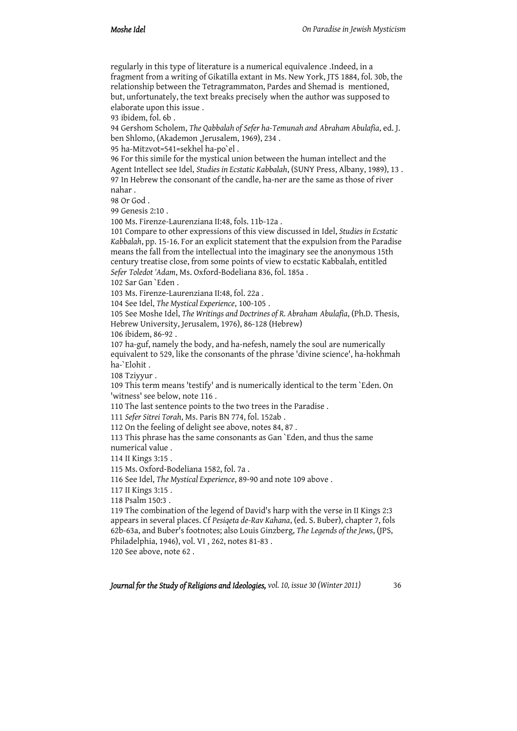regularly in this type of literature is a numerical equivalence .Indeed, in a fragment from a writing of Gikatilla extant in Ms. New York, JTS 1884, fol. 30b, the relationship between the Tetragrammaton, Pardes and Shemad is mentioned, but, unfortunately, the text breaks precisely when the author was supposed to elaborate upon this issue .

93 ibidem, fol. 6b .

94 Gershom Scholem, *The Qabbalah of Sefer ha-Temunah and Abraham Abulafia*, ed. J. ben Shlomo, (Akademon ,Jerusalem, 1969), 234 .

95 ha-Mitzvot=541=sekhel ha-po`el .

96 For this simile for the mystical union between the human intellect and the Agent Intellect see Idel, *Studies in Ecstatic Kabbalah*, (SUNY Press, Albany, 1989), 13 .

97 In Hebrew the consonant of the candle, ha-ner are the same as those of river nahar .

98 Or God .

99 Genesis 2:10 .

100 Ms. Firenze-Laurenziana II:48, fols. 11b-12a .

101 Compare to other expressions of this view discussed in Idel, *Studies in Ecstatic Kabbalah*, pp. 15-16. For an explicit statement that the expulsion from the Paradise means the fall from the intellectual into the imaginary see the anonymous 15th century treatise close, from some points of view to ecstatic Kabbalah, entitled *Sefer Toledot 'Adam*, Ms. Oxford-Bodeliana 836, fol. 185a .

102 Sar Gan `Eden .

103 Ms. Firenze-Laurenziana II:48, fol. 22a .

104 See Idel, *The Mystical Experience*, 100-105 .

105 See Moshe Idel, *The Writings and Doctrines of R. Abraham Abulafia*, (Ph.D. Thesis, Hebrew University, Jerusalem, 1976), 86-128 (Hebrew)

106 ibidem, 86-92 .

107 ha-guf, namely the body, and ha-nefesh, namely the soul are numerically equivalent to 529, like the consonants of the phrase 'divine science', ha-hokhmah ha-`Elohit .

108 Tziyyur .

109 This term means 'testify' and is numerically identical to the term `Eden. On 'witness' see below, note 116 .

110 The last sentence points to the two trees in the Paradise .

111 *Sefer Sitrei Torah*, Ms. Paris BN 774, fol. 152ab .

112 On the feeling of delight see above, notes 84, 87 .

113 This phrase has the same consonants as Gan `Eden, and thus the same numerical value .

114 II Kings 3:15 .

115 Ms. Oxford-Bodeliana 1582, fol. 7a .

116 See Idel, *The Mystical Experience*, 89-90 and note 109 above .

117 II Kings 3:15 .

118 Psalm 150:3 .

119 The combination of the legend of David's harp with the verse in II Kings 2:3 appears in several places. Cf *Pesiqeta de-Rav Kahana*, (ed. S. Buber), chapter 7, fols 62b-63a, and Buber's footnotes; also Louis Ginzberg, *The Legends of the Jews*, (JPS, Philadelphia, 1946), vol. VI , 262, notes 81-83 .

120 See above, note 62 .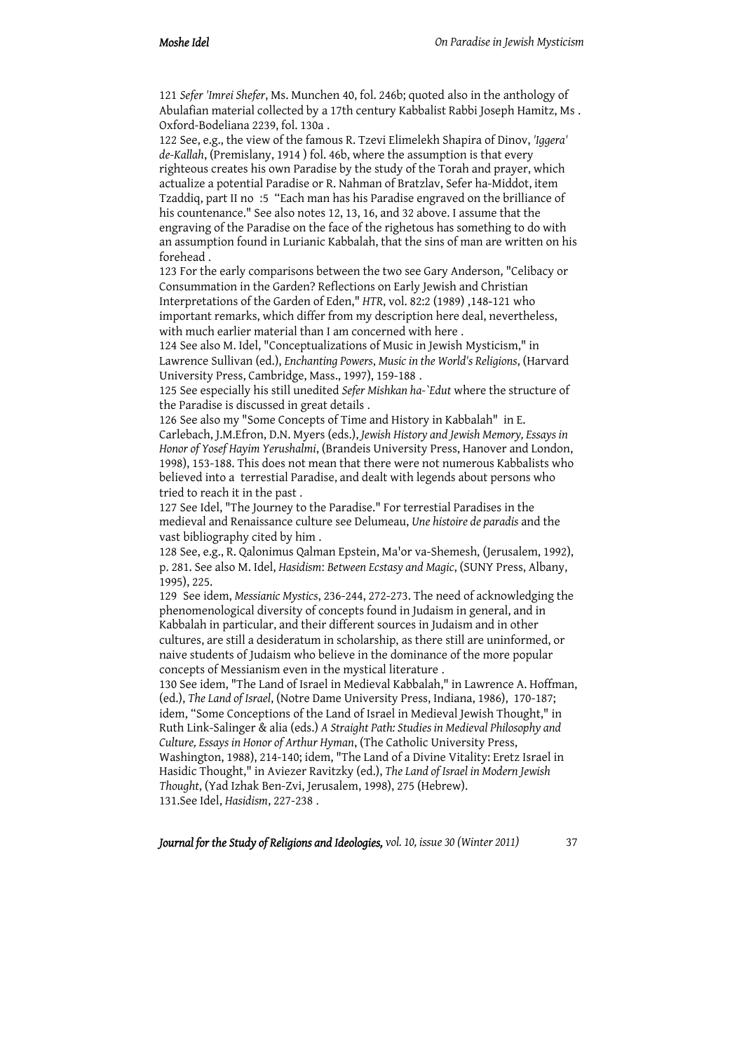121 *Sefer 'Imrei Shefer*, Ms. Munchen 40, fol. 246b; quoted also in the anthology of Abulafian material collected by a 17th century Kabbalist Rabbi Joseph Hamitz, Ms . Oxford-Bodeliana 2239, fol. 130a .

122 See, e.g., the view of the famous R. Tzevi Elimelekh Shapira of Dinov, *'Iggera' de-Kallah*, (Premislany, 1914 ) fol. 46b, where the assumption is that every righteous creates his own Paradise by the study of the Torah and prayer, which actualize a potential Paradise or R. Nahman of Bratzlav, Sefer ha-Middot, item Tzaddiq, part II no :5 "Each man has his Paradise engraved on the brilliance of his countenance." See also notes 12, 13, 16, and 32 above. I assume that the engraving of the Paradise on the face of the righetous has something to do with an assumption found in Lurianic Kabbalah, that the sins of man are written on his forehead .

123 For the early comparisons between the two see Gary Anderson, "Celibacy or Consummation in the Garden? Reflections on Early Jewish and Christian Interpretations of the Garden of Eden," *HTR*, vol. 82:2 (1989) ,148-121 who important remarks, which differ from my description here deal, nevertheless, with much earlier material than I am concerned with here .

124 See also M. Idel, "Conceptualizations of Music in Jewish Mysticism," in Lawrence Sullivan (ed.), *Enchanting Powers, Music in the World's Religions*, (Harvard University Press, Cambridge, Mass., 1997), 159-188 .

125 See especially his still unedited *Sefer Mishkan ha-`Edut* where the structure of the Paradise is discussed in great details .

126 See also my "Some Concepts of Time and History in Kabbalah" in E. Carlebach, J.M.Efron, D.N. Myers (eds.), *Jewish History and Jewish Memory, Essays in Honor of Yosef Hayim Yerushalmi*, (Brandeis University Press, Hanover and London, 1998), 153-188. This does not mean that there were not numerous Kabbalists who believed into a terrestial Paradise, and dealt with legends about persons who tried to reach it in the past .

127 See Idel, "The Journey to the Paradise." For terrestial Paradises in the medieval and Renaissance culture see Delumeau, *Une histoire de paradis* and the vast bibliography cited by him .

128 See, e.g., R. Qalonimus Qalman Epstein, Ma'or va-Shemesh, (Jerusalem, 1992), p. 281. See also M. Idel, *Hasidism: Between Ecstasy and Magic*, (SUNY Press, Albany, 1995), 225.

129 See idem, *Messianic Mystics*, 236-244, 272-273. The need of acknowledging the phenomenological diversity of concepts found in Judaism in general, and in Kabbalah in particular, and their different sources in Judaism and in other cultures, are still a desideratum in scholarship, as there still are uninformed, or naive students of Judaism who believe in the dominance of the more popular concepts of Messianism even in the mystical literature .

130 See idem, "The Land of Israel in Medieval Kabbalah," in Lawrence A. Hoffman, (ed.), *The Land of Israel*, (Notre Dame University Press, Indiana, 1986), 170-187; idem, "Some Conceptions of the Land of Israel in Medieval Jewish Thought," in Ruth Link-Salinger & alia (eds.) *A Straight Path: Studies in Medieval Philosophy and Culture, Essays in Honor of Arthur Hyman*, (The Catholic University Press, Washington, 1988), 214-140; idem, "The Land of a Divine Vitality: Eretz Israel in Hasidic Thought," in Aviezer Ravitzky (ed.), *The Land of Israel in Modern Jewish Thought*, (Yad Izhak Ben-Zvi, Jerusalem, 1998), 275 (Hebrew).

131.See Idel, *Hasidism*, 227-238 .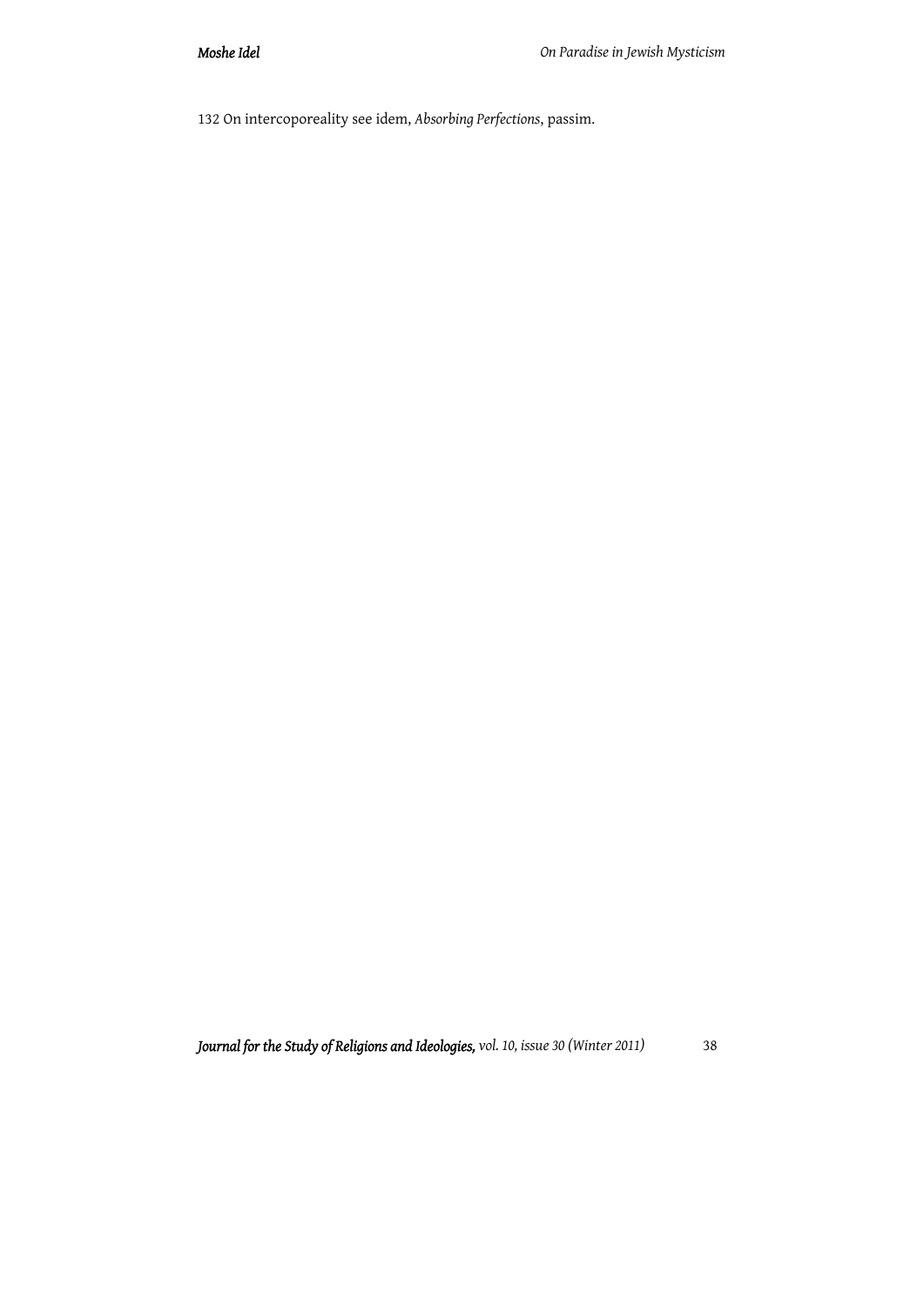132 On intercoporeality see idem, *Absorbing Perfections*, passim.